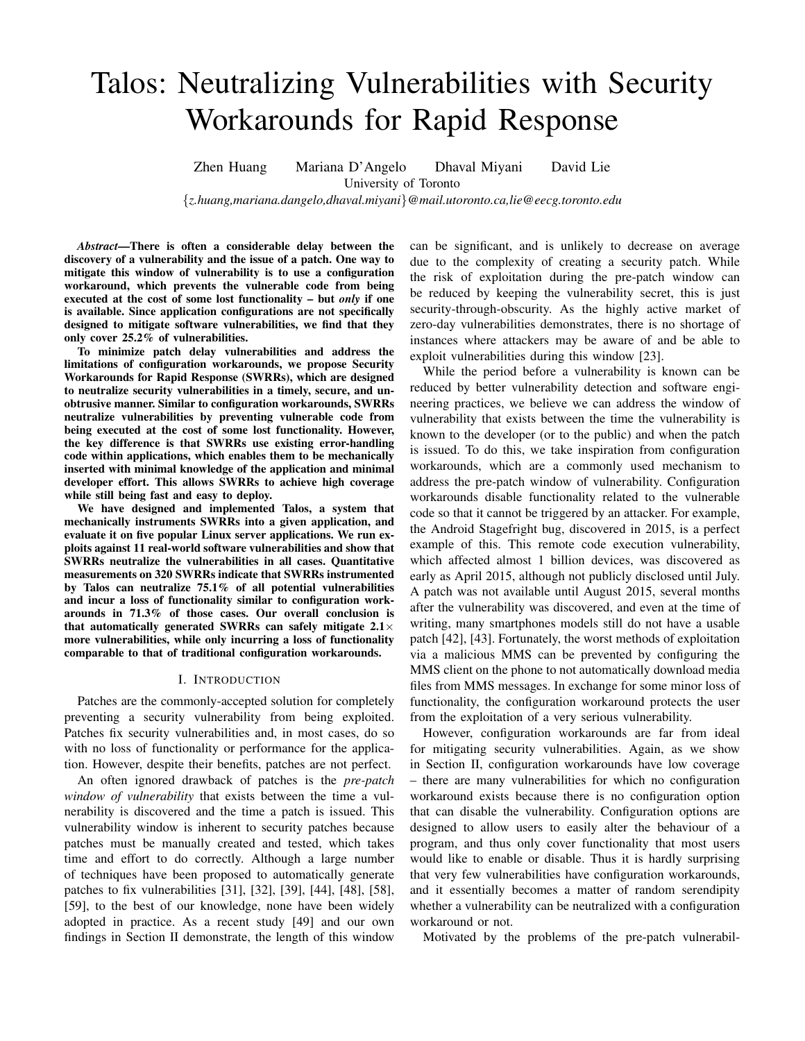# Talos: Neutralizing Vulnerabilities with Security Workarounds for Rapid Response

Zhen Huang    Mariana D'Angelo    Dhaval Miyani    David Lie

University of Toronto

{*z.huang,mariana.dangelo,dhaval.miyani*}*@mail.utoronto.ca,lie@eecg.toronto.edu*

***Abstract*—There is often a considerable delay between the discovery of a vulnerability and the issue of a patch. One way to mitigate this window of vulnerability is to use a configuration workaround, which prevents the vulnerable code from being executed at the cost of some lost functionality – but *only* if one is available. Since application configurations are not specifically designed to mitigate software vulnerabilities, we find that they only cover 25.2% of vulnerabilities.**

**To minimize patch delay vulnerabilities and address the limitations of configuration workarounds, we propose Security Workarounds for Rapid Response (SWRRs), which are designed to neutralize security vulnerabilities in a timely, secure, and unobtrusive manner. Similar to configuration workarounds, SWRRs neutralize vulnerabilities by preventing vulnerable code from being executed at the cost of some lost functionality. However, the key difference is that SWRRs use existing error-handling code within applications, which enables them to be mechanically inserted with minimal knowledge of the application and minimal developer effort. This allows SWRRs to achieve high coverage while still being fast and easy to deploy.**

**We have designed and implemented Talos, a system that mechanically instruments SWRRs into a given application, and evaluate it on five popular Linux server applications. We run exploits against 11 real-world software vulnerabilities and show that SWRRs neutralize the vulnerabilities in all cases. Quantitative measurements on 320 SWRRs indicate that SWRRs instrumented by Talos can neutralize 75.1% of all potential vulnerabilities and incur a loss of functionality similar to configuration workarounds in 71.3% of those cases. Our overall conclusion is that automatically generated SWRRs can safely mitigate 2.1× more vulnerabilities, while only incurring a loss of functionality comparable to that of traditional configuration workarounds.**

## I. Introduction

Patches are the commonly-accepted solution for completely preventing a security vulnerability from being exploited. Patches fix security vulnerabilities and, in most cases, do so with no loss of functionality or performance for the application. However, despite their benefits, patches are not perfect.

An often ignored drawback of patches is the *pre-patch window of vulnerability* that exists between the time a vulnerability is discovered and the time a patch is issued. This vulnerability window is inherent to security patches because patches must be manually created and tested, which takes time and effort to do correctly. Although a large number of techniques have been proposed to automatically generate patches to fix vulnerabilities [31], [32], [39], [44], [48], [58], [59], to the best of our knowledge, none have been widely adopted in practice. As a recent study [49] and our own findings in Section II demonstrate, the length of this window can be significant, and is unlikely to decrease on average due to the complexity of creating a security patch. While the risk of exploitation during the pre-patch window can be reduced by keeping the vulnerability secret, this is just security-through-obscurity. As the highly active market of zero-day vulnerabilities demonstrates, there is no shortage of instances where attackers may be aware of and be able to exploit vulnerabilities during this window [23].

While the period before a vulnerability is known can be reduced by better vulnerability detection and software engineering practices, we believe we can address the window of vulnerability that exists between the time the vulnerability is known to the developer (or to the public) and when the patch is issued. To do this, we take inspiration from configuration workarounds, which are a commonly used mechanism to address the pre-patch window of vulnerability. Configuration workarounds disable functionality related to the vulnerable code so that it cannot be triggered by an attacker. For example, the Android Stagefright bug, discovered in 2015, is a perfect example of this. This remote code execution vulnerability, which affected almost 1 billion devices, was discovered as early as April 2015, although not publicly disclosed until July. A patch was not available until August 2015, several months after the vulnerability was discovered, and even at the time of writing, many smartphones models still do not have a usable patch [42], [43]. Fortunately, the worst methods of exploitation via a malicious MMS can be prevented by configuring the MMS client on the phone to not automatically download media files from MMS messages. In exchange for some minor loss of functionality, the configuration workaround protects the user from the exploitation of a very serious vulnerability.

However, configuration workarounds are far from ideal for mitigating security vulnerabilities. Again, as we show in Section II, configuration workarounds have low coverage – there are many vulnerabilities for which no configuration workaround exists because there is no configuration option that can disable the vulnerability. Configuration options are designed to allow users to easily alter the behaviour of a program, and thus only cover functionality that most users would like to enable or disable. Thus it is hardly surprising that very few vulnerabilities have configuration workarounds, and it essentially becomes a matter of random serendipity whether a vulnerability can be neutralized with a configuration workaround or not.

Motivated by the problems of the pre-patch vulnerabil-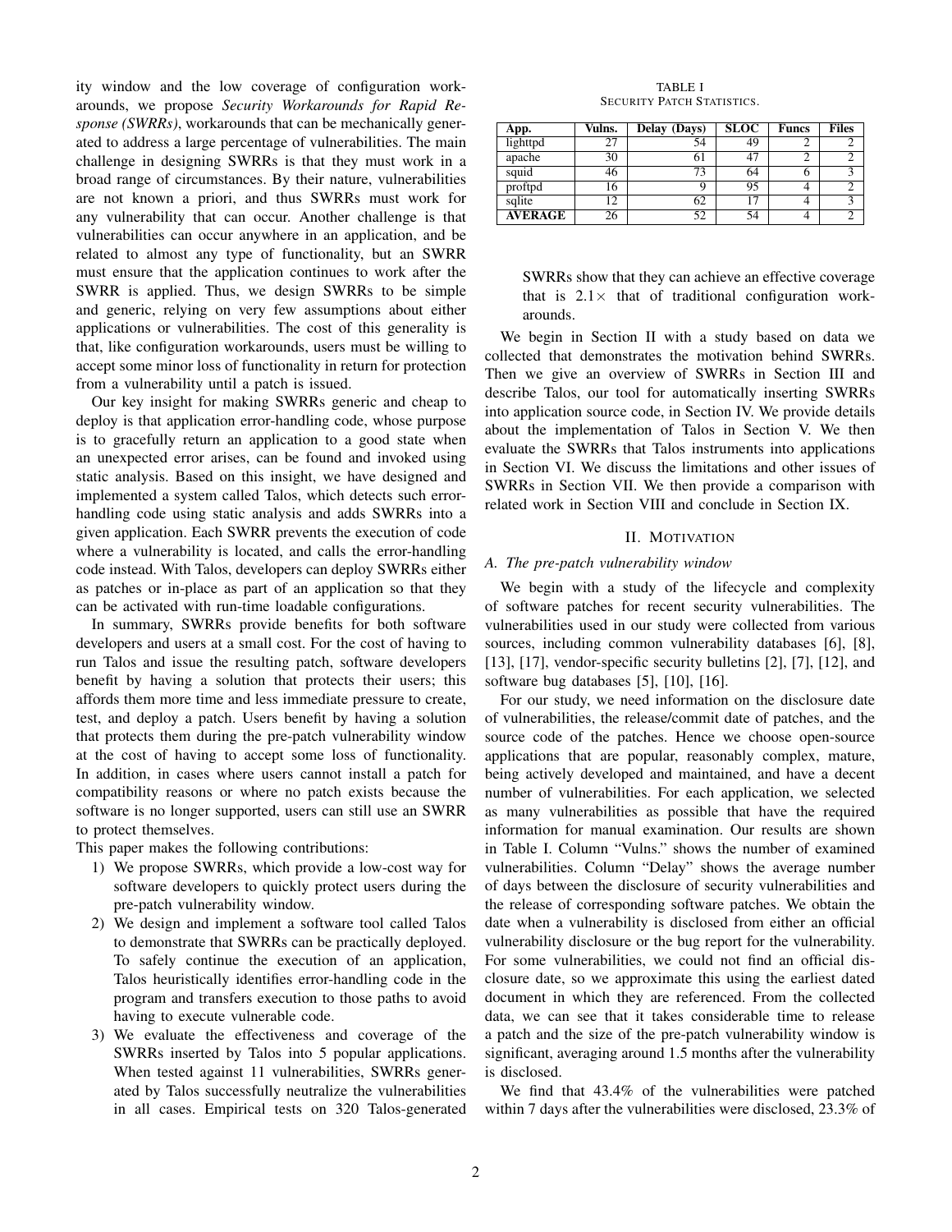ity window and the low coverage of configuration workarounds, we propose *Security Workarounds for Rapid Response (SWRRs)*, workarounds that can be mechanically generated to address a large percentage of vulnerabilities. The main challenge in designing SWRRs is that they must work in a broad range of circumstances. By their nature, vulnerabilities are not known a priori, and thus SWRRs must work for any vulnerability that can occur. Another challenge is that vulnerabilities can occur anywhere in an application, and be related to almost any type of functionality, but an SWRR must ensure that the application continues to work after the SWRR is applied. Thus, we design SWRRs to be simple and generic, relying on very few assumptions about either applications or vulnerabilities. The cost of this generality is that, like configuration workarounds, users must be willing to accept some minor loss of functionality in return for protection from a vulnerability until a patch is issued.

Our key insight for making SWRRs generic and cheap to deploy is that application error-handling code, whose purpose is to gracefully return an application to a good state when an unexpected error arises, can be found and invoked using static analysis. Based on this insight, we have designed and implemented a system called Talos, which detects such error-handling code using static analysis and adds SWRRs into a given application. Each SWRR prevents the execution of code where a vulnerability is located, and calls the error-handling code instead. With Talos, developers can deploy SWRRs either as patches or in-place as part of an application so that they can be activated with run-time loadable configurations.

In summary, SWRRs provide benefits for both software developers and users at a small cost. For the cost of having to run Talos and issue the resulting patch, software developers benefit by having a solution that protects their users; this affords them more time and less immediate pressure to create, test, and deploy a patch. Users benefit by having a solution that protects them during the pre-patch vulnerability window at the cost of having to accept some loss of functionality. In addition, in cases where users cannot install a patch for compatibility reasons or where no patch exists because the software is no longer supported, users can still use an SWRR to protect themselves.

This paper makes the following contributions:

1) We propose SWRRs, which provide a low-cost way for software developers to quickly protect users during the pre-patch vulnerability window.
2) We design and implement a software tool called Talos to demonstrate that SWRRs can be practically deployed. To safely continue the execution of an application, Talos heuristically identifies error-handling code in the program and transfers execution to those paths to avoid having to execute vulnerable code.
3) We evaluate the effectiveness and coverage of the SWRRs inserted by Talos into 5 popular applications. When tested against 11 vulnerabilities, SWRRs generated by Talos successfully neutralize the vulnerabilities in all cases. Empirical tests on 320 Talos-generated SWRRs show that they can achieve an effective coverage that is 2.1× that of traditional configuration workarounds.

We begin in Section II with a study based on data we collected that demonstrates the motivation behind SWRRs. Then we give an overview of SWRRs in Section III and describe Talos, our tool for automatically inserting SWRRs into application source code, in Section IV. We provide details about the implementation of Talos in Section V. We then evaluate the SWRRs that Talos instruments into applications in Section VI. We discuss the limitations and other issues of SWRRs in Section VII. We then provide a comparison with related work in Section VIII and conclude in Section IX.

TABLE I
SECURITY PATCH STATISTICS.

| App. | Vulns. | Delay (Days) | SLOC | Funcs | Files |
|---|---|---|---|---|---|
| lighttpd | 27 | 54 | 49 | 2 | 2 |
| apache | 30 | 61 | 47 | 2 | 2 |
| squid | 46 | 73 | 64 | 6 | 3 |
| proftpd | 16 | 9 | 95 | 4 | 2 |
| sqlite | 12 | 62 | 17 | 4 | 3 |
| **AVERAGE** | 26 | 52 | 54 | 4 | 2 |

## II. MOTIVATION

### A. The pre-patch vulnerability window

We begin with a study of the lifecycle and complexity of software patches for recent security vulnerabilities. The vulnerabilities used in our study were collected from various sources, including common vulnerability databases [6], [8], [13], [17], vendor-specific security bulletins [2], [7], [12], and software bug databases [5], [10], [16].

For our study, we need information on the disclosure date of vulnerabilities, the release/commit date of patches, and the source code of the patches. Hence we choose open-source applications that are popular, reasonably complex, mature, being actively developed and maintained, and have a decent number of vulnerabilities. For each application, we selected as many vulnerabilities as possible that have the required information for manual examination. Our results are shown in Table I. Column "Vulns." shows the number of examined vulnerabilities. Column "Delay" shows the average number of days between the disclosure of security vulnerabilities and the release of corresponding software patches. We obtain the date when a vulnerability is disclosed from either an official vulnerability disclosure or the bug report for the vulnerability. For some vulnerabilities, we could not find an official disclosure date, so we approximate this using the earliest dated document in which they are referenced. From the collected data, we can see that it takes considerable time to release a patch and the size of the pre-patch vulnerability window is significant, averaging around 1.5 months after the vulnerability is disclosed.

We find that 43.4% of the vulnerabilities were patched within 7 days after the vulnerabilities were disclosed, 23.3% of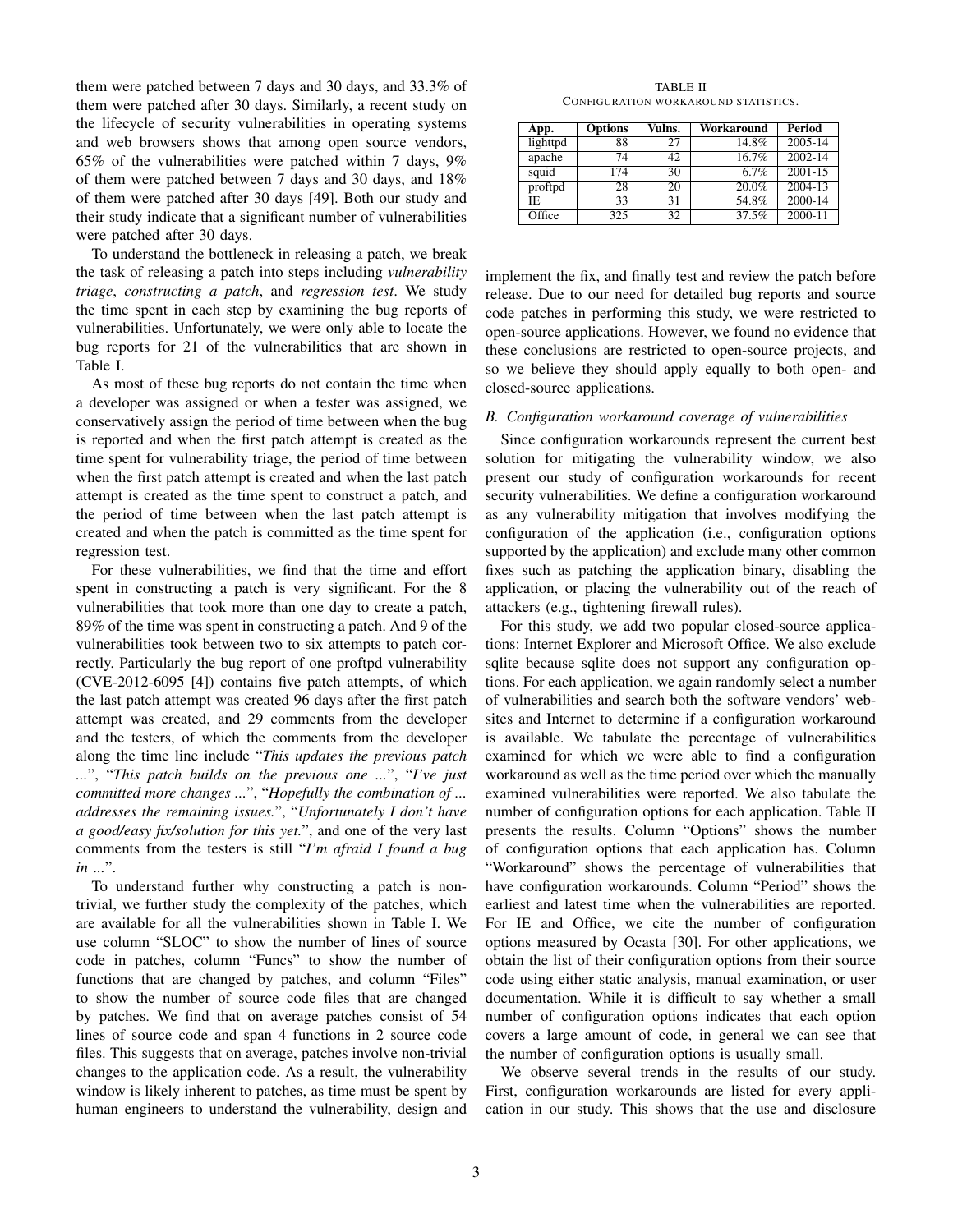them were patched between 7 days and 30 days, and 33.3% of them were patched after 30 days. Similarly, a recent study on the lifecycle of security vulnerabilities in operating systems and web browsers shows that among open source vendors, 65% of the vulnerabilities were patched within 7 days, 9% of them were patched between 7 days and 30 days, and 18% of them were patched after 30 days [49]. Both our study and their study indicate that a significant number of vulnerabilities were patched after 30 days.

To understand the bottleneck in releasing a patch, we break the task of releasing a patch into steps including *vulnerability triage*, *constructing a patch*, and *regression test*. We study the time spent in each step by examining the bug reports of vulnerabilities. Unfortunately, we were only able to locate the bug reports for 21 of the vulnerabilities that are shown in Table I.

As most of these bug reports do not contain the time when a developer was assigned or when a tester was assigned, we conservatively assign the period of time between when the bug is reported and when the first patch attempt is created as the time spent for vulnerability triage, the period of time between when the first patch attempt is created and when the last patch attempt is created as the time spent to construct a patch, and the period of time between when the last patch attempt is created and when the patch is committed as the time spent for regression test.

For these vulnerabilities, we find that the time and effort spent in constructing a patch is very significant. For the 8 vulnerabilities that took more than one day to create a patch, 89% of the time was spent in constructing a patch. And 9 of the vulnerabilities took between two to six attempts to patch correctly. Particularly the bug report of one proftpd vulnerability (CVE-2012-6095 [4]) contains five patch attempts, of which the last patch attempt was created 96 days after the first patch attempt was created, and 29 comments from the developer and the testers, of which the comments from the developer along the time line include "*This updates the previous patch ...*", "*This patch builds on the previous one ...*", "*I've just committed more changes ...*", "*Hopefully the combination of ... addresses the remaining issues.*", "*Unfortunately I don't have a good/easy fix/solution for this yet.*", and one of the very last comments from the testers is still "*I'm afraid I found a bug in ...*".

To understand further why constructing a patch is non-trivial, we further study the complexity of the patches, which are available for all the vulnerabilities shown in Table I. We use column "SLOC" to show the number of lines of source code in patches, column "Funcs" to show the number of functions that are changed by patches, and column "Files" to show the number of source code files that are changed by patches. We find that on average patches consist of 54 lines of source code and span 4 functions in 2 source code files. This suggests that on average, patches involve non-trivial changes to the application code. As a result, the vulnerability window is likely inherent to patches, as time must be spent by human engineers to understand the vulnerability, design and implement the fix, and finally test and review the patch before release. Due to our need for detailed bug reports and source code patches in performing this study, we were restricted to open-source applications. However, we found no evidence that these conclusions are restricted to open-source projects, and so we believe they should apply equally to both open- and closed-source applications.

TABLE II
CONFIGURATION WORKAROUND STATISTICS.

| App. | Options | Vulns. | Workaround | Period |
|---|---|---|---|---|
| lighttpd | 88 | 27 | 14.8% | 2005-14 |
| apache | 74 | 42 | 16.7% | 2002-14 |
| squid | 174 | 30 | 6.7% | 2001-15 |
| proftpd | 28 | 20 | 20.0% | 2004-13 |
| IE | 33 | 31 | 54.8% | 2000-14 |
| Office | 325 | 32 | 37.5% | 2000-11 |

### B. Configuration workaround coverage of vulnerabilities

Since configuration workarounds represent the current best solution for mitigating the vulnerability window, we also present our study of configuration workarounds for recent security vulnerabilities. We define a configuration workaround as any vulnerability mitigation that involves modifying the configuration of the application (i.e., configuration options supported by the application) and exclude many other common fixes such as patching the application binary, disabling the application, or placing the vulnerability out of the reach of attackers (e.g., tightening firewall rules).

For this study, we add two popular closed-source applications: Internet Explorer and Microsoft Office. We also exclude sqlite because sqlite does not support any configuration options. For each application, we again randomly select a number of vulnerabilities and search both the software vendors' websites and Internet to determine if a configuration workaround is available. We tabulate the percentage of vulnerabilities examined for which we were able to find a configuration workaround as well as the time period over which the manually examined vulnerabilities were reported. We also tabulate the number of configuration options for each application. Table II presents the results. Column "Options" shows the number of configuration options that each application has. Column "Workaround" shows the percentage of vulnerabilities that have configuration workarounds. Column "Period" shows the earliest and latest time when the vulnerabilities are reported. For IE and Office, we cite the number of configuration options measured by Ocasta [30]. For other applications, we obtain the list of their configuration options from their source code using either static analysis, manual examination, or user documentation. While it is difficult to say whether a small number of configuration options indicates that each option covers a large amount of code, in general we can see that the number of configuration options is usually small.

We observe several trends in the results of our study. First, configuration workarounds are listed for every application in our study. This shows that the use and disclosure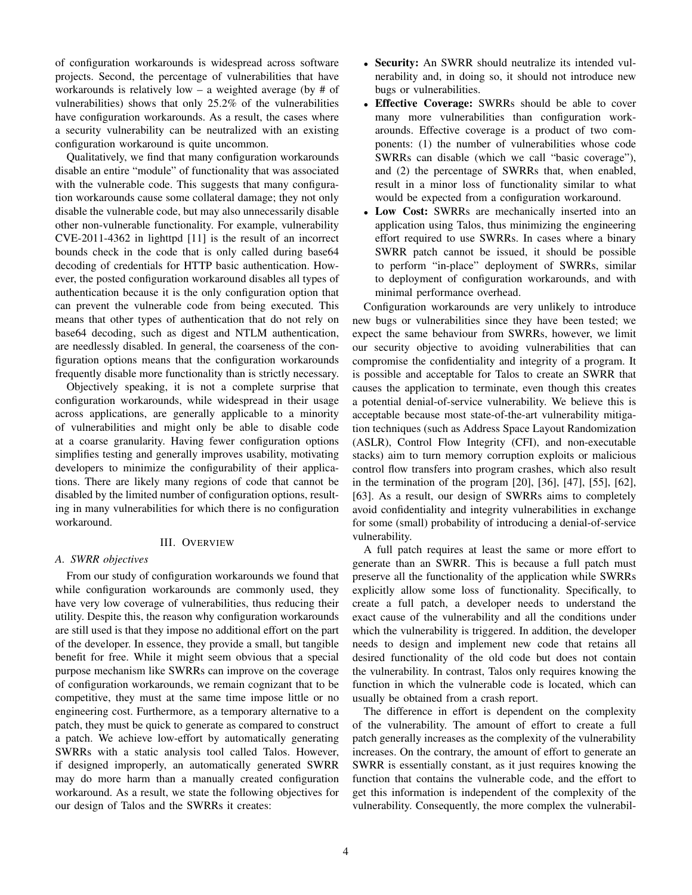of configuration workarounds is widespread across software projects. Second, the percentage of vulnerabilities that have workarounds is relatively low – a weighted average (by # of vulnerabilities) shows that only 25.2% of the vulnerabilities have configuration workarounds. As a result, the cases where a security vulnerability can be neutralized with an existing configuration workaround is quite uncommon.

Qualitatively, we find that many configuration workarounds disable an entire "module" of functionality that was associated with the vulnerable code. This suggests that many configuration workarounds cause some collateral damage; they not only disable the vulnerable code, but may also unnecessarily disable other non-vulnerable functionality. For example, vulnerability CVE-2011-4362 in lighttpd [11] is the result of an incorrect bounds check in the code that is only called during base64 decoding of credentials for HTTP basic authentication. However, the posted configuration workaround disables all types of authentication because it is the only configuration option that can prevent the vulnerable code from being executed. This means that other types of authentication that do not rely on base64 decoding, such as digest and NTLM authentication, are needlessly disabled. In general, the coarseness of the configuration options means that the configuration workarounds frequently disable more functionality than is strictly necessary.

Objectively speaking, it is not a complete surprise that configuration workarounds, while widespread in their usage across applications, are generally applicable to a minority of vulnerabilities and might only be able to disable code at a coarse granularity. Having fewer configuration options simplifies testing and generally improves usability, motivating developers to minimize the configurability of their applications. There are likely many regions of code that cannot be disabled by the limited number of configuration options, resulting in many vulnerabilities for which there is no configuration workaround.

## III. Overview

### A. SWRR objectives

From our study of configuration workarounds we found that while configuration workarounds are commonly used, they have very low coverage of vulnerabilities, thus reducing their utility. Despite this, the reason why configuration workarounds are still used is that they impose no additional effort on the part of the developer. In essence, they provide a small, but tangible benefit for free. While it might seem obvious that a special purpose mechanism like SWRRs can improve on the coverage of configuration workarounds, we remain cognizant that to be competitive, they must at the same time impose little or no engineering cost. Furthermore, as a temporary alternative to a patch, they must be quick to generate as compared to construct a patch. We achieve low-effort by automatically generating SWRRs with a static analysis tool called Talos. However, if designed improperly, an automatically generated SWRR may do more harm than a manually created configuration workaround. As a result, we state the following objectives for our design of Talos and the SWRRs it creates:

- **Security:** An SWRR should neutralize its intended vulnerability and, in doing so, it should not introduce new bugs or vulnerabilities.
- **Effective Coverage:** SWRRs should be able to cover many more vulnerabilities than configuration workarounds. Effective coverage is a product of two components: (1) the number of vulnerabilities whose code SWRRs can disable (which we call "basic coverage"), and (2) the percentage of SWRRs that, when enabled, result in a minor loss of functionality similar to what would be expected from a configuration workaround.
- **Low Cost:** SWRRs are mechanically inserted into an application using Talos, thus minimizing the engineering effort required to use SWRRs. In cases where a binary SWRR patch cannot be issued, it should be possible to perform "in-place" deployment of SWRRs, similar to deployment of configuration workarounds, and with minimal performance overhead.

Configuration workarounds are very unlikely to introduce new bugs or vulnerabilities since they have been tested; we expect the same behaviour from SWRRs, however, we limit our security objective to avoiding vulnerabilities that can compromise the confidentiality and integrity of a program. It is possible and acceptable for Talos to create an SWRR that causes the application to terminate, even though this creates a potential denial-of-service vulnerability. We believe this is acceptable because most state-of-the-art vulnerability mitigation techniques (such as Address Space Layout Randomization (ASLR), Control Flow Integrity (CFI), and non-executable stacks) aim to turn memory corruption exploits or malicious control flow transfers into program crashes, which also result in the termination of the program [20], [36], [47], [55], [62], [63]. As a result, our design of SWRRs aims to completely avoid confidentiality and integrity vulnerabilities in exchange for some (small) probability of introducing a denial-of-service vulnerability.

A full patch requires at least the same or more effort to generate than an SWRR. This is because a full patch must preserve all the functionality of the application while SWRRs explicitly allow some loss of functionality. Specifically, to create a full patch, a developer needs to understand the exact cause of the vulnerability and all the conditions under which the vulnerability is triggered. In addition, the developer needs to design and implement new code that retains all desired functionality of the old code but does not contain the vulnerability. In contrast, Talos only requires knowing the function in which the vulnerable code is located, which can usually be obtained from a crash report.

The difference in effort is dependent on the complexity of the vulnerability. The amount of effort to create a full patch generally increases as the complexity of the vulnerability increases. On the contrary, the amount of effort to generate an SWRR is essentially constant, as it just requires knowing the function that contains the vulnerable code, and the effort to get this information is independent of the complexity of the vulnerability. Consequently, the more complex the vulnerabil-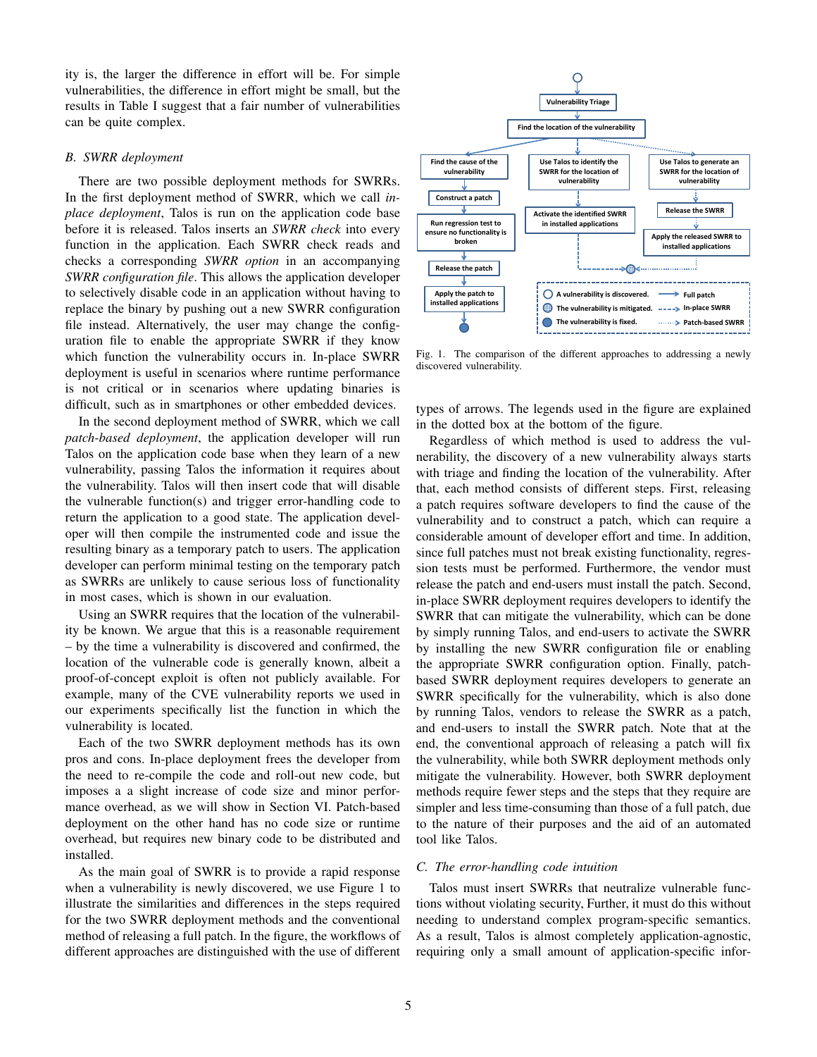ity is, the larger the difference in effort will be. For simple vulnerabilities, the difference in effort might be small, but the results in Table I suggest that a fair number of vulnerabilities can be quite complex.

### B. SWRR deployment

There are two possible deployment methods for SWRRs. In the first deployment method of SWRR, which we call *in-place deployment*, Talos is run on the application code base before it is released. Talos inserts an *SWRR check* into every function in the application. Each SWRR check reads and checks a corresponding *SWRR option* in an accompanying *SWRR configuration file*. This allows the application developer to selectively disable code in an application without having to replace the binary by pushing out a new SWRR configuration file instead. Alternatively, the user may change the configuration file to enable the appropriate SWRR if they know which function the vulnerability occurs in. In-place SWRR deployment is useful in scenarios where runtime performance is not critical or in scenarios where updating binaries is difficult, such as in smartphones or other embedded devices.

In the second deployment method of SWRR, which we call *patch-based deployment*, the application developer will run Talos on the application code base when they learn of a new vulnerability, passing Talos the information it requires about the vulnerability. Talos will then insert code that will disable the vulnerable function(s) and trigger error-handling code to return the application to a good state. The application developer will then compile the instrumented code and issue the resulting binary as a temporary patch to users. The application developer can perform minimal testing on the temporary patch as SWRRs are unlikely to cause serious loss of functionality in most cases, which is shown in our evaluation.

Using an SWRR requires that the location of the vulnerability be known. We argue that this is a reasonable requirement – by the time a vulnerability is discovered and confirmed, the location of the vulnerable code is generally known, albeit a proof-of-concept exploit is often not publicly available. For example, many of the CVE vulnerability reports we used in our experiments specifically list the function in which the vulnerability is located.

Each of the two SWRR deployment methods has its own pros and cons. In-place deployment frees the developer from the need to re-compile the code and roll-out new code, but imposes a a slight increase of code size and minor performance overhead, as we will show in Section VI. Patch-based deployment on the other hand has no code size or runtime overhead, but requires new binary code to be distributed and installed.

As the main goal of SWRR is to provide a rapid response when a vulnerability is newly discovered, we use Figure 1 to illustrate the similarities and differences in the steps required for the two SWRR deployment methods and the conventional method of releasing a full patch. In the figure, the workflows of different approaches are distinguished with the use of different types of arrows. The legends used in the figure are explained in the dotted box at the bottom of the figure.

Fig. 1. The comparison of the different approaches to addressing a newly discovered vulnerability.

Regardless of which method is used to address the vulnerability, the discovery of a new vulnerability always starts with triage and finding the location of the vulnerability. After that, each method consists of different steps. First, releasing a patch requires software developers to find the cause of the vulnerability and to construct a patch, which can require a considerable amount of developer effort and time. In addition, since full patches must not break existing functionality, regression tests must be performed. Furthermore, the vendor must release the patch and end-users must install the patch. Second, in-place SWRR deployment requires developers to identify the SWRR that can mitigate the vulnerability, which can be done by simply running Talos, and end-users to activate the SWRR by installing the new SWRR configuration file or enabling the appropriate SWRR configuration option. Finally, patch-based SWRR deployment requires developers to generate an SWRR specifically for the vulnerability, which is also done by running Talos, vendors to release the SWRR as a patch, and end-users to install the SWRR patch. Note that at the end, the conventional approach of releasing a patch will fix the vulnerability, while both SWRR deployment methods only mitigate the vulnerability. However, both SWRR deployment methods require fewer steps and the steps that they require are simpler and less time-consuming than those of a full patch, due to the nature of their purposes and the aid of an automated tool like Talos.

### C. The error-handling code intuition

Talos must insert SWRRs that neutralize vulnerable functions without violating security, Further, it must do this without needing to understand complex program-specific semantics. As a result, Talos is almost completely application-agnostic, requiring only a small amount of application-specific infor-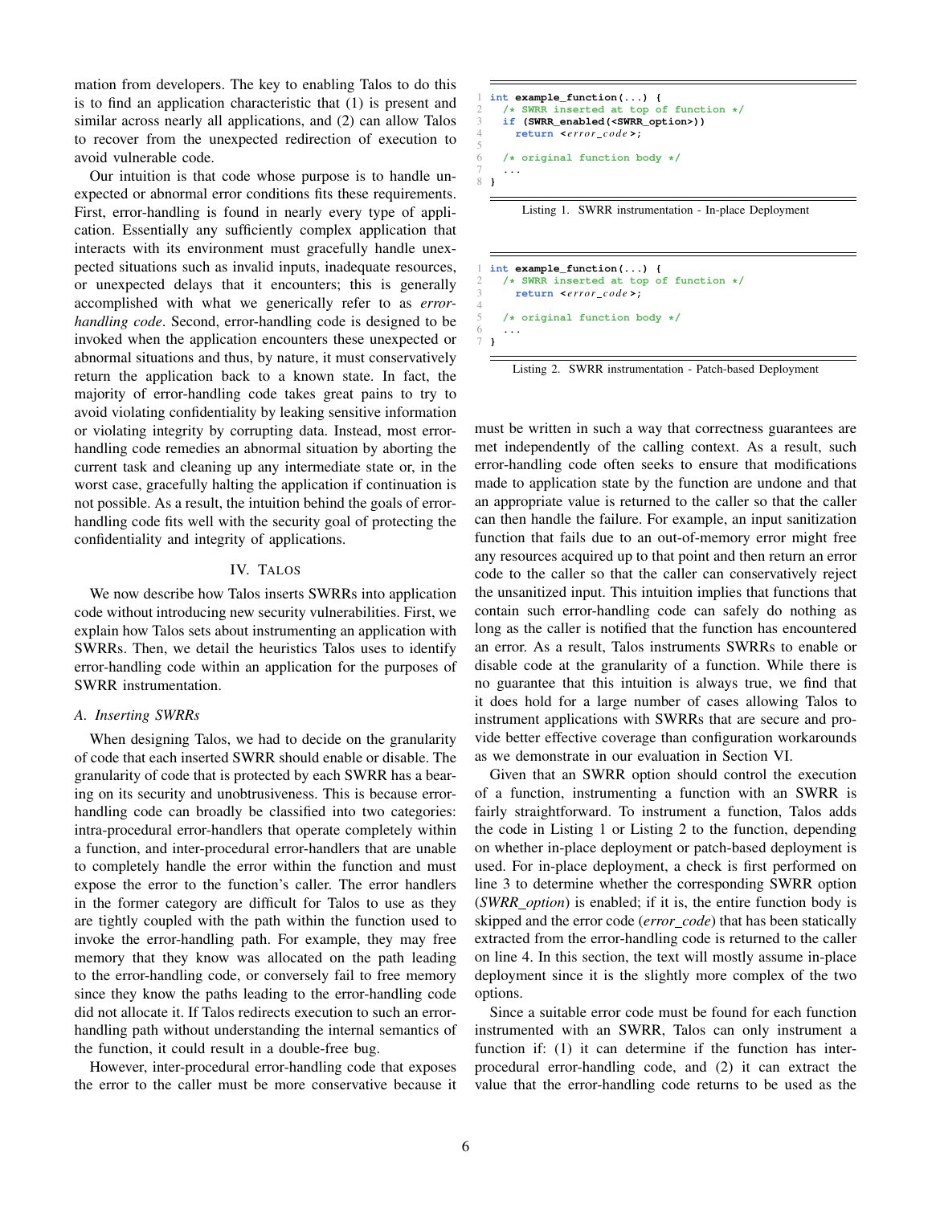mation from developers. The key to enabling Talos to do this is to find an application characteristic that (1) is present and similar across nearly all applications, and (2) can allow Talos to recover from the unexpected redirection of execution to avoid vulnerable code.

Our intuition is that code whose purpose is to handle unexpected or abnormal error conditions fits these requirements. First, error-handling is found in nearly every type of application. Essentially any sufficiently complex application that interacts with its environment must gracefully handle unexpected situations such as invalid inputs, inadequate resources, or unexpected delays that it encounters; this is generally accomplished with what we generically refer to as *error-handling code*. Second, error-handling code is designed to be invoked when the application encounters these unexpected or abnormal situations and thus, by nature, it must conservatively return the application back to a known state. In fact, the majority of error-handling code takes great pains to try to avoid violating confidentiality by leaking sensitive information or violating integrity by corrupting data. Instead, most error-handling code remedies an abnormal situation by aborting the current task and cleaning up any intermediate state or, in the worst case, gracefully halting the application if continuation is not possible. As a result, the intuition behind the goals of error-handling code fits well with the security goal of protecting the confidentiality and integrity of applications.

## IV. Talos

We now describe how Talos inserts SWRRs into application code without introducing new security vulnerabilities. First, we explain how Talos sets about instrumenting an application with SWRRs. Then, we detail the heuristics Talos uses to identify error-handling code within an application for the purposes of SWRR instrumentation.

### A. Inserting SWRRs

When designing Talos, we had to decide on the granularity of code that each inserted SWRR should enable or disable. The granularity of code that is protected by each SWRR has a bearing on its security and unobtrusiveness. This is because error-handling code can broadly be classified into two categories: intra-procedural error-handlers that operate completely within a function, and inter-procedural error-handlers that are unable to completely handle the error within the function and must expose the error to the function's caller. The error handlers in the former category are difficult for Talos to use as they are tightly coupled with the path within the function used to invoke the error-handling path. For example, they may free memory that they know was allocated on the path leading to the error-handling code, or conversely fail to free memory since they know the paths leading to the error-handling code did not allocate it. If Talos redirects execution to such an error-handling path without understanding the internal semantics of the function, it could result in a double-free bug.

However, inter-procedural error-handling code that exposes the error to the caller must be more conservative because it must be written in such a way that correctness guarantees are met independently of the calling context. As a result, such error-handling code often seeks to ensure that modifications made to application state by the function are undone and that an appropriate value is returned to the caller so that the caller can then handle the failure. For example, an input sanitization function that fails due to an out-of-memory error might free any resources acquired up to that point and then return an error code to the caller so that the caller can conservatively reject the unsanitized input. This intuition implies that functions that contain such error-handling code can safely do nothing as long as the caller is notified that the function has encountered an error. As a result, Talos instruments SWRRs to enable or disable code at the granularity of a function. While there is no guarantee that this intuition is always true, we find that it does hold for a large number of cases allowing Talos to instrument applications with SWRRs that are secure and provide better effective coverage than configuration workarounds as we demonstrate in our evaluation in Section VI.

```
1 int example_function(...) {
2   /* SWRR inserted at top of function */
3   if (SWRR_enabled(<SWRR_option>))
4     return <error_code>;
5
6   /* original function body */
7   ...
8 }
```

Listing 1. SWRR instrumentation - In-place Deployment

```
1 int example_function(...) {
2   /* SWRR inserted at top of function */
3     return <error_code>;
4
5   /* original function body */
6   ...
7 }
```

Listing 2. SWRR instrumentation - Patch-based Deployment

Given that an SWRR option should control the execution of a function, instrumenting a function with an SWRR is fairly straightforward. To instrument a function, Talos adds the code in Listing 1 or Listing 2 to the function, depending on whether in-place deployment or patch-based deployment is used. For in-place deployment, a check is first performed on line 3 to determine whether the corresponding SWRR option (*SWRR_option*) is enabled; if it is, the entire function body is skipped and the error code (*error_code*) that has been statically extracted from the error-handling code is returned to the caller on line 4. In this section, the text will mostly assume in-place deployment since it is the slightly more complex of the two options.

Since a suitable error code must be found for each function instrumented with an SWRR, Talos can only instrument a function if: (1) it can determine if the function has inter-procedural error-handling code, and (2) it can extract the value that the error-handling code returns to be used as the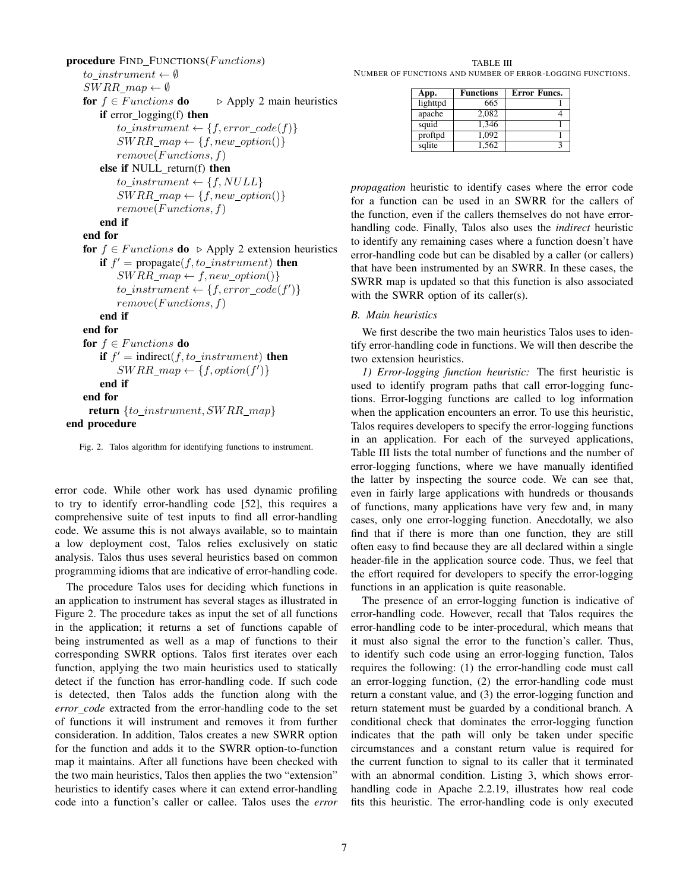```
procedure FIND_FUNCTIONS(Functions)
    to_instrument ← ∅
    SWRR_map ← ∅
    for f ∈ Functions do                ▷ Apply 2 main heuristics
        if error_logging(f) then
            to_instrument ← {f, error_code(f)}
            SWRR_map ← {f, new_option()}
            remove(Functions, f)
        else if NULL_return(f) then
            to_instrument ← {f, NULL}
            SWRR_map ← {f, new_option()}
            remove(Functions, f)
        end if
    end for
    for f ∈ Functions do   ▷ Apply 2 extension heuristics
        if f' = propagate(f, to_instrument) then
            SWRR_map ← f, new_option()}
            to_instrument ← {f, error_code(f')}
            remove(Functions, f)
        end if
    end for
    for f ∈ Functions do
        if f' = indirect(f, to_instrument) then
            SWRR_map ← {f, option(f')}
        end if
    end for
    return {to_instrument, SWRR_map}
end procedure
```

Fig. 2. Talos algorithm for identifying functions to instrument.

error code. While other work has used dynamic profiling to try to identify error-handling code [52], this requires a comprehensive suite of test inputs to find all error-handling code. We assume this is not always available, so to maintain a low deployment cost, Talos relies exclusively on static analysis. Talos thus uses several heuristics based on common programming idioms that are indicative of error-handling code.

The procedure Talos uses for deciding which functions in an application to instrument has several stages as illustrated in Figure 2. The procedure takes as input the set of all functions in the application; it returns a set of functions capable of being instrumented as well as a map of functions to their corresponding SWRR options. Talos first iterates over each function, applying the two main heuristics used to statically detect if the function has error-handling code. If such code is detected, then Talos adds the function along with the *error_code* extracted from the error-handling code to the set of functions it will instrument and removes it from further consideration. In addition, Talos creates a new SWRR option for the function and adds it to the SWRR option-to-function map it maintains. After all functions have been checked with the two main heuristics, Talos then applies the two "extension" heuristics to identify cases where it can extend error-handling code into a function's caller or callee. Talos uses the *error propagation* heuristic to identify cases where the error code for a function can be used in an SWRR for the callers of the function, even if the callers themselves do not have error-handling code. Finally, Talos also uses the *indirect* heuristic to identify any remaining cases where a function doesn't have error-handling code but can be disabled by a caller (or callers) that have been instrumented by an SWRR. In these cases, the SWRR map is updated so that this function is also associated with the SWRR option of its caller(s).

TABLE III
NUMBER OF FUNCTIONS AND NUMBER OF ERROR-LOGGING FUNCTIONS.

| App. | Functions | Error Funcs. |
|---|---|---|
| lighttpd | 665 | 1 |
| apache | 2,082 | 4 |
| squid | 1,346 | 1 |
| proftpd | 1,092 | 1 |
| sqlite | 1,562 | 3 |

### B. Main heuristics

We first describe the two main heuristics Talos uses to identify error-handling code in functions. We will then describe the two extension heuristics.

*1) Error-logging function heuristic:* The first heuristic is used to identify program paths that call error-logging functions. Error-logging functions are called to log information when the application encounters an error. To use this heuristic, Talos requires developers to specify the error-logging functions in an application. For each of the surveyed applications, Table III lists the total number of functions and the number of error-logging functions, where we have manually identified the latter by inspecting the source code. We can see that, even in fairly large applications with hundreds or thousands of functions, many applications have very few and, in many cases, only one error-logging function. Anecdotally, we also find that if there is more than one function, they are still often easy to find because they are all declared within a single header-file in the application source code. Thus, we feel that the effort required for developers to specify the error-logging functions in an application is quite reasonable.

The presence of an error-logging function is indicative of error-handling code. However, recall that Talos requires the error-handling code to be inter-procedural, which means that it must also signal the error to the function's caller. Thus, to identify such code using an error-logging function, Talos requires the following: (1) the error-handling code must call an error-logging function, (2) the error-handling code must return a constant value, and (3) the error-logging function and return statement must be guarded by a conditional branch. A conditional check that dominates the error-logging function indicates that the path will only be taken under specific circumstances and a constant return value is required for the current function to signal to its caller that it terminated with an abnormal condition. Listing 3, which shows error-handling code in Apache 2.2.19, illustrates how real code fits this heuristic. The error-handling code is only executed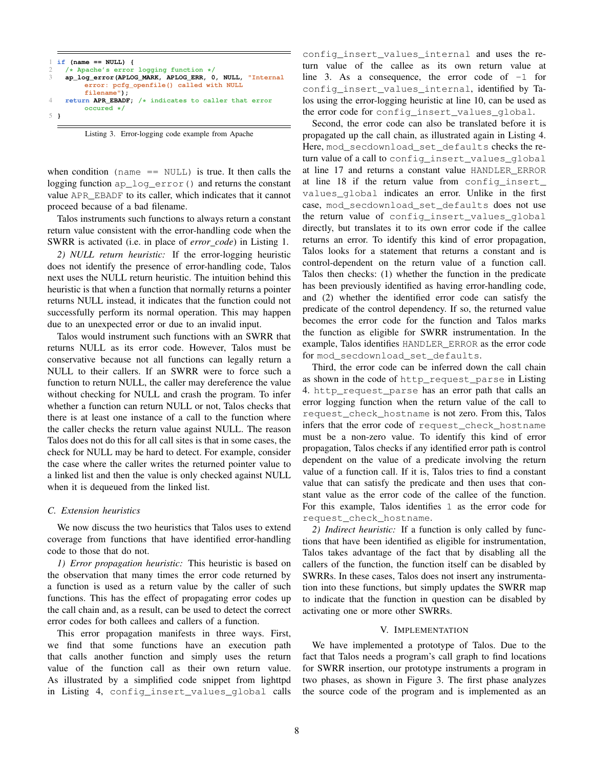```
1 if (name == NULL) {
2   /* Apache's error logging function */
3   ap_log_error(APLOG_MARK, APLOG_ERR, 0, NULL, "Internal
        error: pcfg_openfile() called with NULL
        filename");
4   return APR_EBADF; /* indicates to caller that error
        occured */
5 }
```

Listing 3. Error-logging code example from Apache

when condition `(name == NULL)` is true. It then calls the logging function `ap_log_error()` and returns the constant value `APR_EBADF` to its caller, which indicates that it cannot proceed because of a bad filename.

Talos instruments such functions to always return a constant return value consistent with the error-handling code when the SWRR is activated (i.e. in place of *error_code*) in Listing 1.

*2) NULL return heuristic:* If the error-logging heuristic does not identify the presence of error-handling code, Talos next uses the NULL return heuristic. The intuition behind this heuristic is that when a function that normally returns a pointer returns NULL instead, it indicates that the function could not successfully perform its normal operation. This may happen due to an unexpected error or due to an invalid input.

Talos would instrument such functions with an SWRR that returns NULL as its error code. However, Talos must be conservative because not all functions can legally return a NULL to their callers. If an SWRR were to force such a function to return NULL, the caller may dereference the value without checking for NULL and crash the program. To infer whether a function can return NULL or not, Talos checks that there is at least one instance of a call to the function where the caller checks the return value against NULL. The reason Talos does not do this for all call sites is that in some cases, the check for NULL may be hard to detect. For example, consider the case where the caller writes the returned pointer value to a linked list and then the value is only checked against NULL when it is dequeued from the linked list.

### C. Extension heuristics

We now discuss the two heuristics that Talos uses to extend coverage from functions that have identified error-handling code to those that do not.

*1) Error propagation heuristic:* This heuristic is based on the observation that many times the error code returned by a function is used as a return value by the caller of such functions. This has the effect of propagating error codes up the call chain and, as a result, can be used to detect the correct error codes for both callees and callers of a function.

This error propagation manifests in three ways. First, we find that some functions have an execution path that calls another function and simply uses the return value of the function call as their own return value. As illustrated by a simplified code snippet from lighttpd in Listing 4, `config_insert_values_global` calls `config_insert_values_internal` and uses the return value of the callee as its own return value at line 3. As a consequence, the error code of `-1` for `config_insert_values_internal`, identified by Talos using the error-logging heuristic at line 10, can be used as the error code for `config_insert_values_global`.

Second, the error code can also be translated before it is propagated up the call chain, as illustrated again in Listing 4. Here, `mod_secdownload_set_defaults` checks the return value of a call to `config_insert_values_global` at line 17 and returns a constant value `HANDLER_ERROR` at line 18 if the return value from `config_insert_values_global` indicates an error. Unlike in the first case, `mod_secdownload_set_defaults` does not use the return value of `config_insert_values_global` directly, but translates it to its own error code if the callee returns an error. To identify this kind of error propagation, Talos looks for a statement that returns a constant and is control-dependent on the return value of a function call. Talos then checks: (1) whether the function in the predicate has been previously identified as having error-handling code, and (2) whether the identified error code can satisfy the predicate of the control dependency. If so, the returned value becomes the error code for the function and Talos marks the function as eligible for SWRR instrumentation. In the example, Talos identifies `HANDLER_ERROR` as the error code for `mod_secdownload_set_defaults`.

Third, the error code can be inferred down the call chain as shown in the code of `http_request_parse` in Listing 4. `http_request_parse` has an error path that calls an error logging function when the return value of the call to `request_check_hostname` is not zero. From this, Talos infers that the error code of `request_check_hostname` must be a non-zero value. To identify this kind of error propagation, Talos checks if any identified error path is control dependent on the value of a predicate involving the return value of a function call. If it is, Talos tries to find a constant value that can satisfy the predicate and then uses that constant value as the error code of the callee of the function. For this example, Talos identifies `1` as the error code for `request_check_hostname`.

*2) Indirect heuristic:* If a function is only called by functions that have been identified as eligible for instrumentation, Talos takes advantage of the fact that by disabling all the callers of the function, the function itself can be disabled by SWRRs. In these cases, Talos does not insert any instrumentation into these functions, but simply updates the SWRR map to indicate that the function in question can be disabled by activating one or more other SWRRs.

## V. Implementation

We have implemented a prototype of Talos. Due to the fact that Talos needs a program's call graph to find locations for SWRR insertion, our prototype instruments a program in two phases, as shown in Figure 3. The first phase analyzes the source code of the program and is implemented as an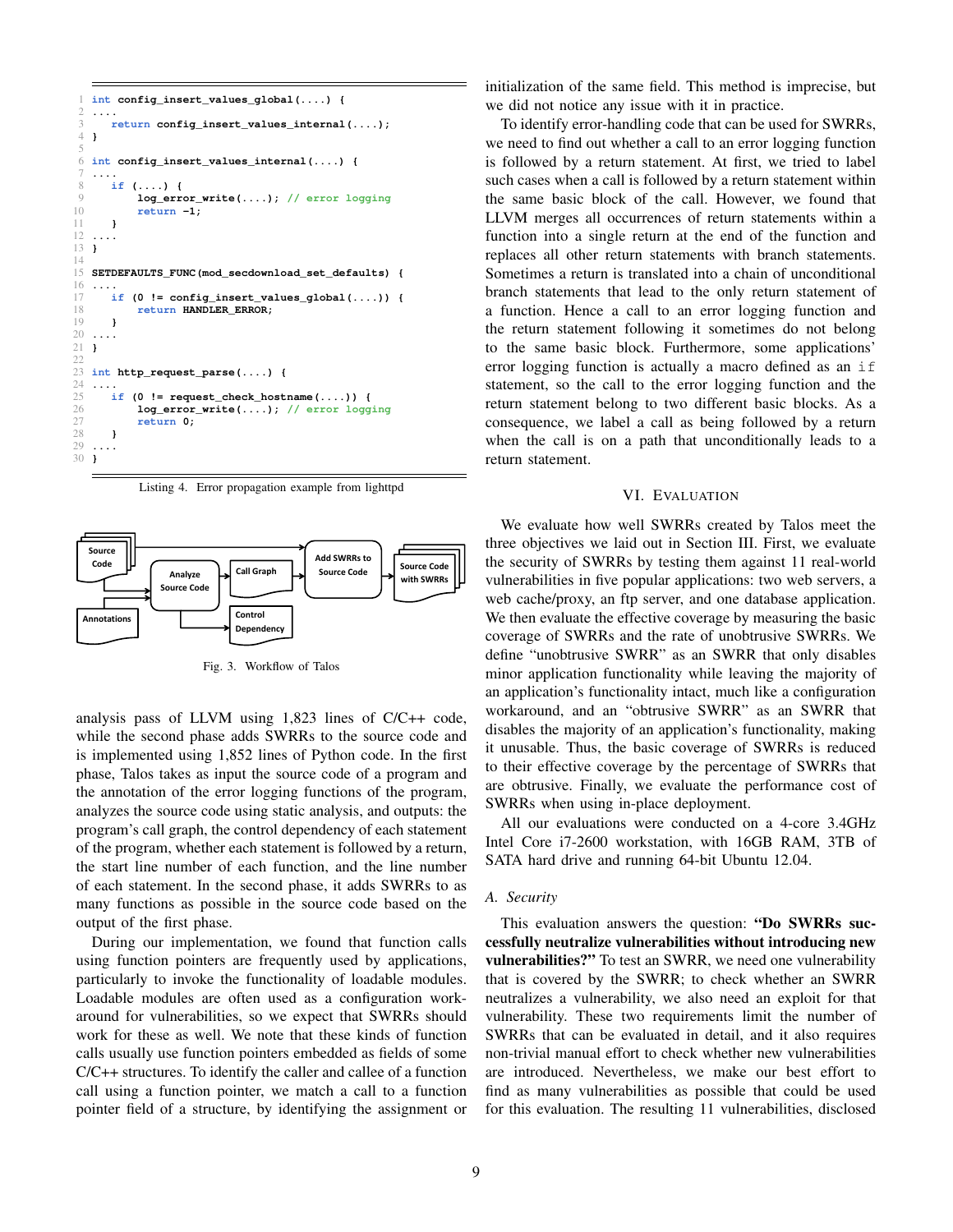```
1  int config_insert_values_global(....) {
2  ....
3    return config_insert_values_internal(....);
4  }
5
6  int config_insert_values_internal(....) {
7  ....
8    if (....) {
9        log_error_write(....); // error logging
10       return -1;
11   }
12 ....
13 }
14
15 SETDEFAULTS_FUNC(mod_secdownload_set_defaults) {
16 ....
17   if (0 != config_insert_values_global(....)) {
18       return HANDLER_ERROR;
19   }
20 ....
21 }
22
23 int http_request_parse(....) {
24 ....
25   if (0 != request_check_hostname(....)) {
26       log_error_write(....); // error logging
27       return 0;
28   }
29 ....
30 }
```

Listing 4. Error propagation example from lighttpd

Source Code
Annotations
Analyze Source Code
Call Graph
Control Dependency
Add SWRRs to Source Code
Source Code with SWRRs

Fig. 3. Workflow of Talos

analysis pass of LLVM using 1,823 lines of C/C++ code, while the second phase adds SWRRs to the source code and is implemented using 1,852 lines of Python code. In the first phase, Talos takes as input the source code of a program and the annotation of the error logging functions of the program, analyzes the source code using static analysis, and outputs: the program's call graph, the control dependency of each statement of the program, whether each statement is followed by a return, the start line number of each function, and the line number of each statement. In the second phase, it adds SWRRs to as many functions as possible in the source code based on the output of the first phase.

During our implementation, we found that function calls using function pointers are frequently used by applications, particularly to invoke the functionality of loadable modules. Loadable modules are often used as a configuration workaround for vulnerabilities, so we expect that SWRRs should work for these as well. We note that these kinds of function calls usually use function pointers embedded as fields of some C/C++ structures. To identify the caller and callee of a function call using a function pointer, we match a call to a function pointer field of a structure, by identifying the assignment or initialization of the same field. This method is imprecise, but we did not notice any issue with it in practice.

To identify error-handling code that can be used for SWRRs, we need to find out whether a call to an error logging function is followed by a return statement. At first, we tried to label such cases when a call is followed by a return statement within the same basic block of the call. However, we found that LLVM merges all occurrences of return statements within a function into a single return at the end of the function and replaces all other return statements with branch statements. Sometimes a return is translated into a chain of unconditional branch statements that lead to the only return statement of a function. Hence a call to an error logging function and the return statement following it sometimes do not belong to the same basic block. Furthermore, some applications' error logging function is actually a macro defined as an `if` statement, so the call to the error logging function and the return statement belong to two different basic blocks. As a consequence, we label a call as being followed by a return when the call is on a path that unconditionally leads to a return statement.

## VI. Evaluation

We evaluate how well SWRRs created by Talos meet the three objectives we laid out in Section III. First, we evaluate the security of SWRRs by testing them against 11 real-world vulnerabilities in five popular applications: two web servers, a web cache/proxy, an ftp server, and one database application. We then evaluate the effective coverage by measuring the basic coverage of SWRRs and the rate of unobtrusive SWRRs. We define "unobtrusive SWRR" as an SWRR that only disables minor application functionality while leaving the majority of an application's functionality intact, much like a configuration workaround, and an "obtrusive SWRR" as an SWRR that disables the majority of an application's functionality, making it unusable. Thus, the basic coverage of SWRRs is reduced to their effective coverage by the percentage of SWRRs that are obtrusive. Finally, we evaluate the performance cost of SWRRs when using in-place deployment.

All our evaluations were conducted on a 4-core 3.4GHz Intel Core i7-2600 workstation, with 16GB RAM, 3TB of SATA hard drive and running 64-bit Ubuntu 12.04.

### A. Security

This evaluation answers the question: **"Do SWRRs successfully neutralize vulnerabilities without introducing new vulnerabilities?"** To test an SWRR, we need one vulnerability that is covered by the SWRR; to check whether an SWRR neutralizes a vulnerability, we also need an exploit for that vulnerability. These two requirements limit the number of SWRRs that can be evaluated in detail, and it also requires non-trivial manual effort to check whether new vulnerabilities are introduced. Nevertheless, we make our best effort to find as many vulnerabilities as possible that could be used for this evaluation. The resulting 11 vulnerabilities, disclosed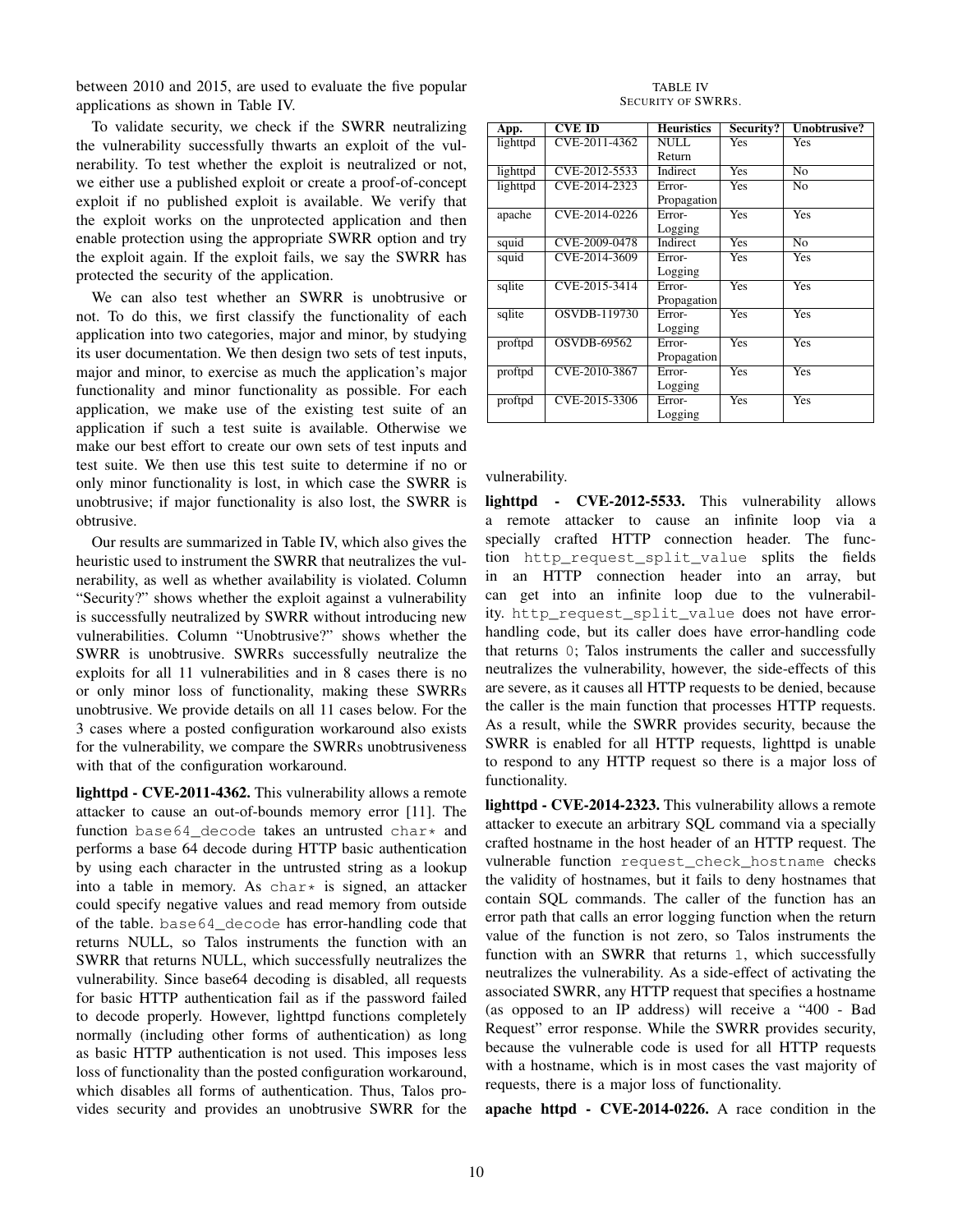between 2010 and 2015, are used to evaluate the five popular applications as shown in Table IV.

To validate security, we check if the SWRR neutralizing the vulnerability successfully thwarts an exploit of the vulnerability. To test whether the exploit is neutralized or not, we either use a published exploit or create a proof-of-concept exploit if no published exploit is available. We verify that the exploit works on the unprotected application and then enable protection using the appropriate SWRR option and try the exploit again. If the exploit fails, we say the SWRR has protected the security of the application.

We can also test whether an SWRR is unobtrusive or not. To do this, we first classify the functionality of each application into two categories, major and minor, by studying its user documentation. We then design two sets of test inputs, major and minor, to exercise as much the application's major functionality and minor functionality as possible. For each application, we make use of the existing test suite of an application if such a test suite is available. Otherwise we make our best effort to create our own sets of test inputs and test suite. We then use this test suite to determine if no or only minor functionality is lost, in which case the SWRR is unobtrusive; if major functionality is also lost, the SWRR is obtrusive.

Our results are summarized in Table IV, which also gives the heuristic used to instrument the SWRR that neutralizes the vulnerability, as well as whether availability is violated. Column "Security?" shows whether the exploit against a vulnerability is successfully neutralized by SWRR without introducing new vulnerabilities. Column "Unobtrusive?" shows whether the SWRR is unobtrusive. SWRRs successfully neutralize the exploits for all 11 vulnerabilities and in 8 cases there is no or only minor loss of functionality, making these SWRRs unobtrusive. We provide details on all 11 cases below. For the 3 cases where a posted configuration workaround also exists for the vulnerability, we compare the SWRRs unobtrusiveness with that of the configuration workaround.

**lighttpd - CVE-2011-4362.** This vulnerability allows a remote attacker to cause an out-of-bounds memory error [11]. The function `base64_decode` takes an untrusted `char*` and performs a base 64 decode during HTTP basic authentication by using each character in the untrusted string as a lookup into a table in memory. As `char*` is signed, an attacker could specify negative values and read memory from outside of the table. `base64_decode` has error-handling code that returns NULL, so Talos instruments the function with an SWRR that returns NULL, which successfully neutralizes the vulnerability. Since base64 decoding is disabled, all requests for basic HTTP authentication fail as if the password failed to decode properly. However, lighttpd functions completely normally (including other forms of authentication) as long as basic HTTP authentication is not used. This imposes less loss of functionality than the posted configuration workaround, which disables all forms of authentication. Thus, Talos provides security and provides an unobtrusive SWRR for the vulnerability.

TABLE IV
SECURITY OF SWRRS.

| App. | CVE ID | Heuristics | Security? | Unobtrusive? |
|---|---|---|---|---|
| lighttpd | CVE-2011-4362 | NULL Return | Yes | Yes |
| lighttpd | CVE-2012-5533 | Indirect | Yes | No |
| lighttpd | CVE-2014-2323 | Error-Propagation | Yes | No |
| apache | CVE-2014-0226 | Error-Logging | Yes | Yes |
| squid | CVE-2009-0478 | Indirect | Yes | No |
| squid | CVE-2014-3609 | Error-Logging | Yes | Yes |
| sqlite | CVE-2015-3414 | Error-Propagation | Yes | Yes |
| sqlite | OSVDB-119730 | Error-Logging | Yes | Yes |
| proftpd | OSVDB-69562 | Error-Propagation | Yes | Yes |
| proftpd | CVE-2010-3867 | Error-Logging | Yes | Yes |
| proftpd | CVE-2015-3306 | Error-Logging | Yes | Yes |

**lighttpd - CVE-2012-5533.** This vulnerability allows a remote attacker to cause an infinite loop via a specially crafted HTTP connection header. The function `http_request_split_value` splits the fields in an HTTP connection header into an array, but can get into an infinite loop due to the vulnerability. `http_request_split_value` does not have error-handling code, but its caller does have error-handling code that returns `0`; Talos instruments the caller and successfully neutralizes the vulnerability, however, the side-effects of this are severe, as it causes all HTTP requests to be denied, because the caller is the main function that processes HTTP requests. As a result, while the SWRR provides security, because the SWRR is enabled for all HTTP requests, lighttpd is unable to respond to any HTTP request so there is a major loss of functionality.

**lighttpd - CVE-2014-2323.** This vulnerability allows a remote attacker to execute an arbitrary SQL command via a specially crafted hostname in the host header of an HTTP request. The vulnerable function `request_check_hostname` checks the validity of hostnames, but it fails to deny hostnames that contain SQL commands. The caller of the function has an error path that calls an error logging function when the return value of the function is not zero, so Talos instruments the function with an SWRR that returns `1`, which successfully neutralizes the vulnerability. As a side-effect of activating the associated SWRR, any HTTP request that specifies a hostname (as opposed to an IP address) will receive a "400 - Bad Request" error response. While the SWRR provides security, because the vulnerable code is used for all HTTP requests with a hostname, which is in most cases the vast majority of requests, there is a major loss of functionality.

**apache httpd - CVE-2014-0226.** A race condition in the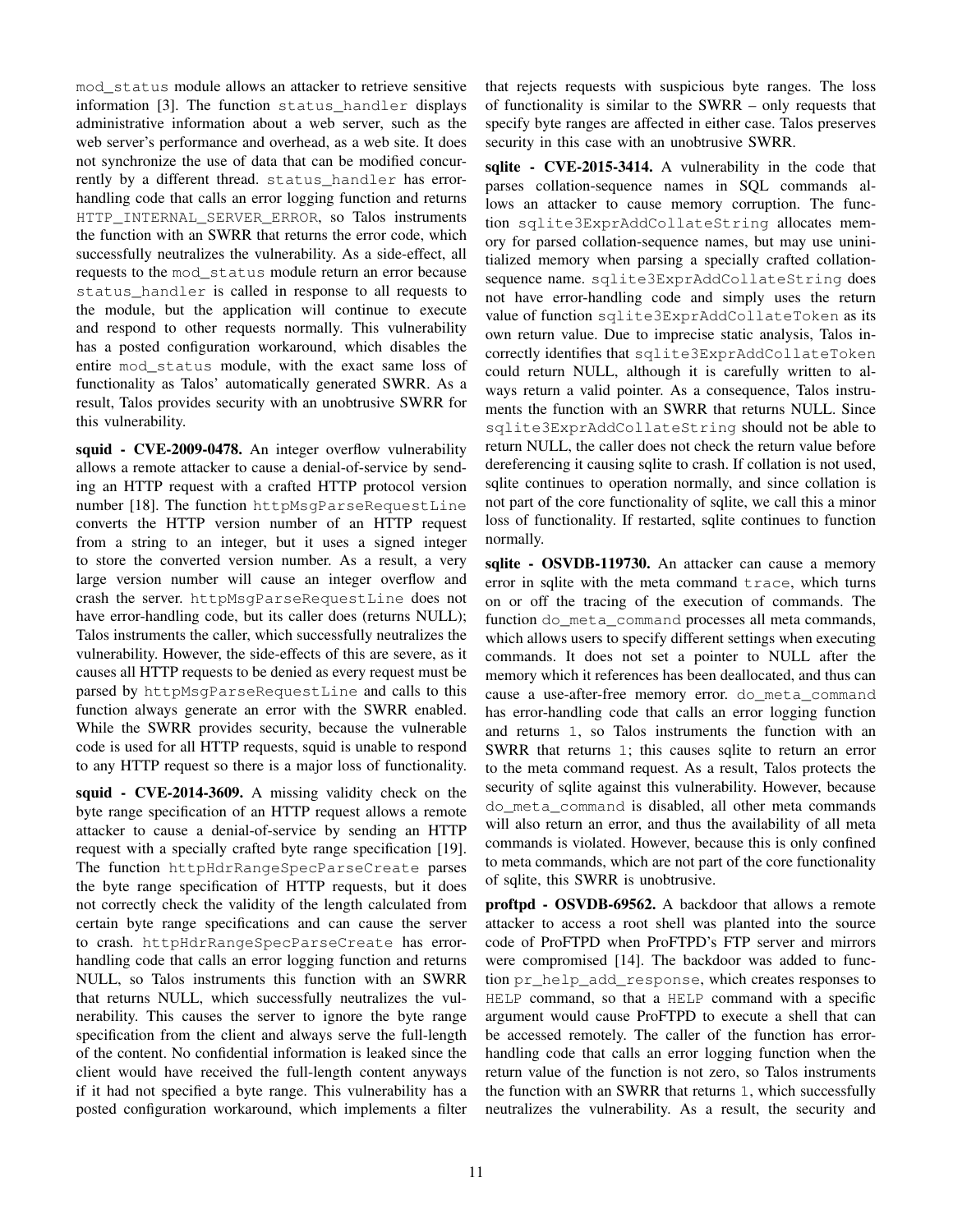mod_status module allows an attacker to retrieve sensitive information [3]. The function status_handler displays administrative information about a web server, such as the web server's performance and overhead, as a web site. It does not synchronize the use of data that can be modified concurrently by a different thread. status_handler has error-handling code that calls an error logging function and returns HTTP_INTERNAL_SERVER_ERROR, so Talos instruments the function with an SWRR that returns the error code, which successfully neutralizes the vulnerability. As a side-effect, all requests to the mod_status module return an error because status_handler is called in response to all requests to the module, but the application will continue to execute and respond to other requests normally. This vulnerability has a posted configuration workaround, which disables the entire mod_status module, with the exact same loss of functionality as Talos' automatically generated SWRR. As a result, Talos provides security with an unobtrusive SWRR for this vulnerability.

**squid - CVE-2009-0478.** An integer overflow vulnerability allows a remote attacker to cause a denial-of-service by sending an HTTP request with a crafted HTTP protocol version number [18]. The function httpMsgParseRequestLine converts the HTTP version number of an HTTP request from a string to an integer, but it uses a signed integer to store the converted version number. As a result, a very large version number will cause an integer overflow and crash the server. httpMsgParseRequestLine does not have error-handling code, but its caller does (returns NULL); Talos instruments the caller, which successfully neutralizes the vulnerability. However, the side-effects of this are severe, as it causes all HTTP requests to be denied as every request must be parsed by httpMsgParseRequestLine and calls to this function always generate an error with the SWRR enabled. While the SWRR provides security, because the vulnerable code is used for all HTTP requests, squid is unable to respond to any HTTP request so there is a major loss of functionality.

**squid - CVE-2014-3609.** A missing validity check on the byte range specification of an HTTP request allows a remote attacker to cause a denial-of-service by sending an HTTP request with a specially crafted byte range specification [19]. The function httpHdrRangeSpecParseCreate parses the byte range specification of HTTP requests, but it does not correctly check the validity of the length calculated from certain byte range specifications and can cause the server to crash. httpHdrRangeSpecParseCreate has error-handling code that calls an error logging function and returns NULL, so Talos instruments this function with an SWRR that returns NULL, which successfully neutralizes the vulnerability. This causes the server to ignore the byte range specification from the client and always serve the full-length of the content. No confidential information is leaked since the client would have received the full-length content anyways if it had not specified a byte range. This vulnerability has a posted configuration workaround, which implements a filter that rejects requests with suspicious byte ranges. The loss of functionality is similar to the SWRR – only requests that specify byte ranges are affected in either case. Talos preserves security in this case with an unobtrusive SWRR.

**sqlite - CVE-2015-3414.** A vulnerability in the code that parses collation-sequence names in SQL commands allows an attacker to cause memory corruption. The function sqlite3ExprAddCollateString allocates memory for parsed collation-sequence names, but may use uninitialized memory when parsing a specially crafted collation-sequence name. sqlite3ExprAddCollateString does not have error-handling code and simply uses the return value of function sqlite3ExprAddCollateToken as its own return value. Due to imprecise static analysis, Talos incorrectly identifies that sqlite3ExprAddCollateToken could return NULL, although it is carefully written to always return a valid pointer. As a consequence, Talos instruments the function with an SWRR that returns NULL. Since sqlite3ExprAddCollateString should not be able to return NULL, the caller does not check the return value before dereferencing it causing sqlite to crash. If collation is not used, sqlite continues to operation normally, and since collation is not part of the core functionality of sqlite, we call this a minor loss of functionality. If restarted, sqlite continues to function normally.

**sqlite - OSVDB-119730.** An attacker can cause a memory error in sqlite with the meta command trace, which turns on or off the tracing of the execution of commands. The function do_meta_command processes all meta commands, which allows users to specify different settings when executing commands. It does not set a pointer to NULL after the memory which it references has been deallocated, and thus can cause a use-after-free memory error. do_meta_command has error-handling code that calls an error logging function and returns 1, so Talos instruments the function with an SWRR that returns 1; this causes sqlite to return an error to the meta command request. As a result, Talos protects the security of sqlite against this vulnerability. However, because do_meta_command is disabled, all other meta commands will also return an error, and thus the availability of all meta commands is violated. However, because this is only confined to meta commands, which are not part of the core functionality of sqlite, this SWRR is unobtrusive.

**proftpd - OSVDB-69562.** A backdoor that allows a remote attacker to access a root shell was planted into the source code of ProFTPD when ProFTPD's FTP server and mirrors were compromised [14]. The backdoor was added to function pr_help_add_response, which creates responses to HELP command, so that a HELP command with a specific argument would cause ProFTPD to execute a shell that can be accessed remotely. The caller of the function has error-handling code that calls an error logging function when the return value of the function is not zero, so Talos instruments the function with an SWRR that returns 1, which successfully neutralizes the vulnerability. As a result, the security and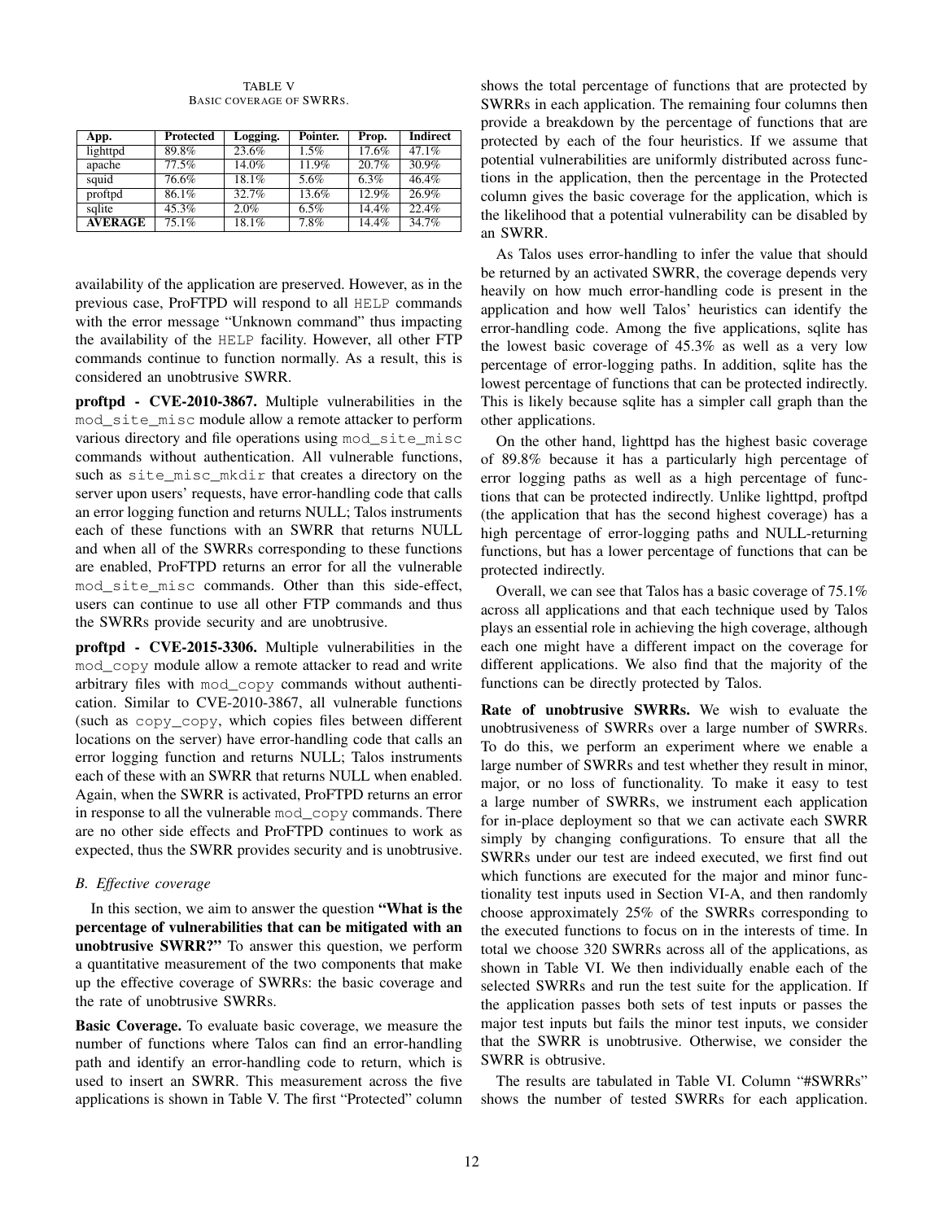TABLE V
BASIC COVERAGE OF SWRRS.

| App. | Protected | Logging. | Pointer. | Prop. | Indirect |
|---|---|---|---|---|---|
| lighttpd | 89.8% | 23.6% | 1.5% | 17.6% | 47.1% |
| apache | 77.5% | 14.0% | 11.9% | 20.7% | 30.9% |
| squid | 76.6% | 18.1% | 5.6% | 6.3% | 46.4% |
| proftpd | 86.1% | 32.7% | 13.6% | 12.9% | 26.9% |
| sqlite | 45.3% | 2.0% | 6.5% | 14.4% | 22.4% |
| **AVERAGE** | 75.1% | 18.1% | 7.8% | 14.4% | 34.7% |

availability of the application are preserved. However, as in the previous case, ProFTPD will respond to all HELP commands with the error message "Unknown command" thus impacting the availability of the HELP facility. However, all other FTP commands continue to function normally. As a result, this is considered an unobtrusive SWRR.

**proftpd - CVE-2010-3867.** Multiple vulnerabilities in the mod_site_misc module allow a remote attacker to perform various directory and file operations using mod_site_misc commands without authentication. All vulnerable functions, such as site_misc_mkdir that creates a directory on the server upon users' requests, have error-handling code that calls an error logging function and returns NULL; Talos instruments each of these functions with an SWRR that returns NULL and when all of the SWRRs corresponding to these functions are enabled, ProFTPD returns an error for all the vulnerable mod_site_misc commands. Other than this side-effect, users can continue to use all other FTP commands and thus the SWRRs provide security and are unobtrusive.

**proftpd - CVE-2015-3306.** Multiple vulnerabilities in the mod_copy module allow a remote attacker to read and write arbitrary files with mod_copy commands without authentication. Similar to CVE-2010-3867, all vulnerable functions (such as copy_copy, which copies files between different locations on the server) have error-handling code that calls an error logging function and returns NULL; Talos instruments each of these with an SWRR that returns NULL when enabled. Again, when the SWRR is activated, ProFTPD returns an error in response to all the vulnerable mod_copy commands. There are no other side effects and ProFTPD continues to work as expected, thus the SWRR provides security and is unobtrusive.

### *B. Effective coverage*

In this section, we aim to answer the question **"What is the percentage of vulnerabilities that can be mitigated with an unobtrusive SWRR?"** To answer this question, we perform a quantitative measurement of the two components that make up the effective coverage of SWRRs: the basic coverage and the rate of unobtrusive SWRRs.

**Basic Coverage.** To evaluate basic coverage, we measure the number of functions where Talos can find an error-handling path and identify an error-handling code to return, which is used to insert an SWRR. This measurement across the five applications is shown in Table V. The first "Protected" column shows the total percentage of functions that are protected by SWRRs in each application. The remaining four columns then provide a breakdown by the percentage of functions that are protected by each of the four heuristics. If we assume that potential vulnerabilities are uniformly distributed across functions in the application, then the percentage in the Protected column gives the basic coverage for the application, which is the likelihood that a potential vulnerability can be disabled by an SWRR.

As Talos uses error-handling to infer the value that should be returned by an activated SWRR, the coverage depends very heavily on how much error-handling code is present in the application and how well Talos' heuristics can identify the error-handling code. Among the five applications, sqlite has the lowest basic coverage of 45.3% as well as a very low percentage of error-logging paths. In addition, sqlite has the lowest percentage of functions that can be protected indirectly. This is likely because sqlite has a simpler call graph than the other applications.

On the other hand, lighttpd has the highest basic coverage of 89.8% because it has a particularly high percentage of error logging paths as well as a high percentage of functions that can be protected indirectly. Unlike lighttpd, proftpd (the application that has the second highest coverage) has a high percentage of error-logging paths and NULL-returning functions, but has a lower percentage of functions that can be protected indirectly.

Overall, we can see that Talos has a basic coverage of 75.1% across all applications and that each technique used by Talos plays an essential role in achieving the high coverage, although each one might have a different impact on the coverage for different applications. We also find that the majority of the functions can be directly protected by Talos.

**Rate of unobtrusive SWRRs.** We wish to evaluate the unobtrusiveness of SWRRs over a large number of SWRRs. To do this, we perform an experiment where we enable a large number of SWRRs and test whether they result in minor, major, or no loss of functionality. To make it easy to test a large number of SWRRs, we instrument each application for in-place deployment so that we can activate each SWRR simply by changing configurations. To ensure that all the SWRRs under our test are indeed executed, we first find out which functions are executed for the major and minor functionality test inputs used in Section VI-A, and then randomly choose approximately 25% of the SWRRs corresponding to the executed functions to focus on in the interests of time. In total we choose 320 SWRRs across all of the applications, as shown in Table VI. We then individually enable each of the selected SWRRs and run the test suite for the application. If the application passes both sets of test inputs or passes the major test inputs but fails the minor test inputs, we consider that the SWRR is unobtrusive. Otherwise, we consider the SWRR is obtrusive.

The results are tabulated in Table VI. Column "#SWRRs" shows the number of tested SWRRs for each application.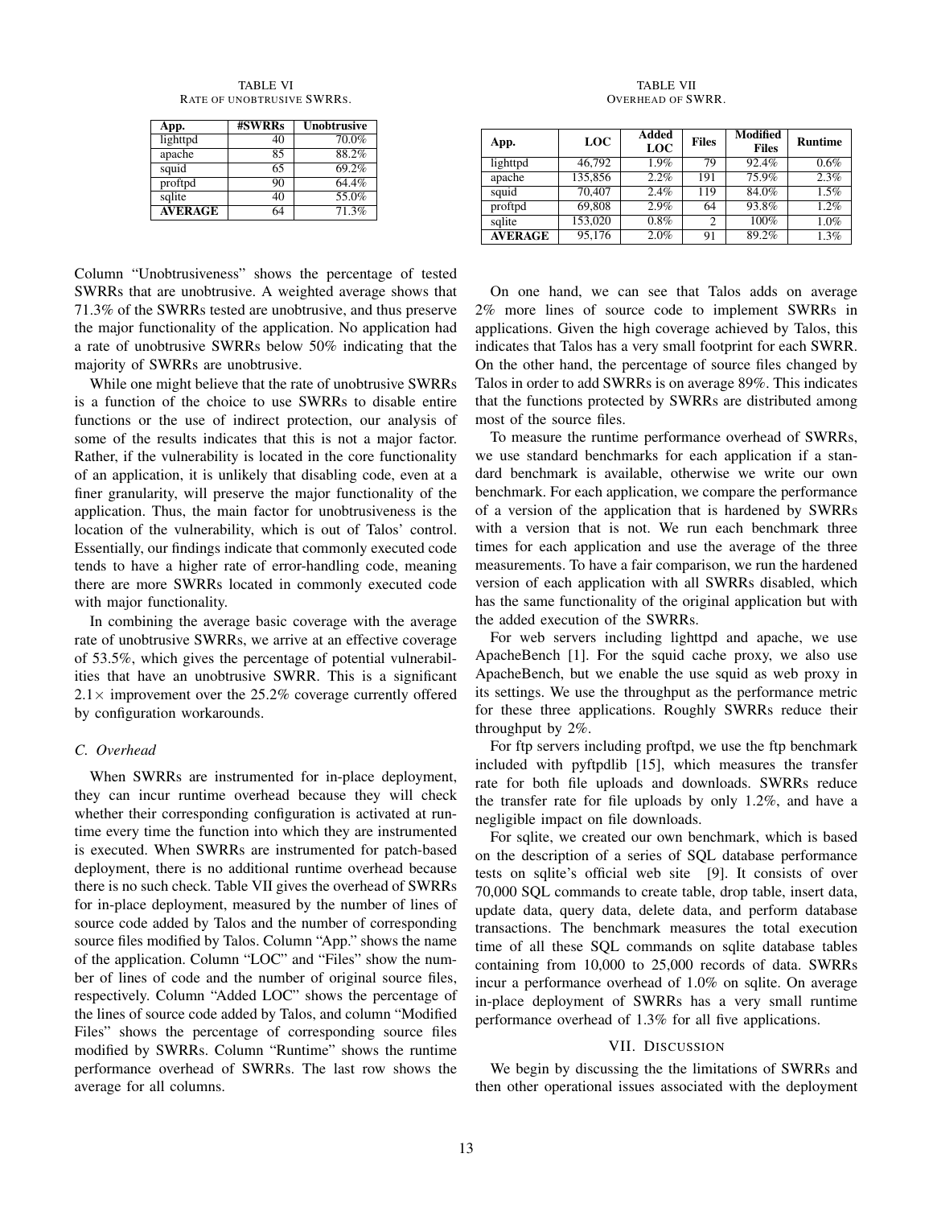TABLE VI
RATE OF UNOBTRUSIVE SWRRS.

| App. | #SWRRs | Unobtrusive |
|---|---|---|
| lighttpd | 40 | 70.0% |
| apache | 85 | 88.2% |
| squid | 65 | 69.2% |
| proftpd | 90 | 64.4% |
| sqlite | 40 | 55.0% |
| **AVERAGE** | 64 | 71.3% |

TABLE VII
OVERHEAD OF SWRR.

| App. | LOC | Added LOC | Files | Modified Files | Runtime |
|---|---|---|---|---|---|
| lighttpd | 46,792 | 1.9% | 79 | 92.4% | 0.6% |
| apache | 135,856 | 2.2% | 191 | 75.9% | 2.3% |
| squid | 70,407 | 2.4% | 119 | 84.0% | 1.5% |
| proftpd | 69,808 | 2.9% | 64 | 93.8% | 1.2% |
| sqlite | 153,020 | 0.8% | 2 | 100% | 1.0% |
| **AVERAGE** | 95,176 | 2.0% | 91 | 89.2% | 1.3% |

Column "Unobtrusiveness" shows the percentage of tested SWRRs that are unobtrusive. A weighted average shows that 71.3% of the SWRRs tested are unobtrusive, and thus preserve the major functionality of the application. No application had a rate of unobtrusive SWRRs below 50% indicating that the majority of SWRRs are unobtrusive.

While one might believe that the rate of unobtrusive SWRRs is a function of the choice to use SWRRs to disable entire functions or the use of indirect protection, our analysis of some of the results indicates that this is not a major factor. Rather, if the vulnerability is located in the core functionality of an application, it is unlikely that disabling code, even at a finer granularity, will preserve the major functionality of the application. Thus, the main factor for unobtrusiveness is the location of the vulnerability, which is out of Talos' control. Essentially, our findings indicate that commonly executed code tends to have a higher rate of error-handling code, meaning there are more SWRRs located in commonly executed code with major functionality.

In combining the average basic coverage with the average rate of unobtrusive SWRRs, we arrive at an effective coverage of 53.5%, which gives the percentage of potential vulnerabilities that have an unobtrusive SWRR. This is a significant $2.1\times$ improvement over the 25.2% coverage currently offered by configuration workarounds.

### C. Overhead

When SWRRs are instrumented for in-place deployment, they can incur runtime overhead because they will check whether their corresponding configuration is activated at runtime every time the function into which they are instrumented is executed. When SWRRs are instrumented for patch-based deployment, there is no additional runtime overhead because there is no such check. Table VII gives the overhead of SWRRs for in-place deployment, measured by the number of lines of source code added by Talos and the number of corresponding source files modified by Talos. Column "App." shows the name of the application. Column "LOC" and "Files" show the number of lines of code and the number of original source files, respectively. Column "Added LOC" shows the percentage of the lines of source code added by Talos, and column "Modified Files" shows the percentage of corresponding source files modified by SWRRs. Column "Runtime" shows the runtime performance overhead of SWRRs. The last row shows the average for all columns.

On one hand, we can see that Talos adds on average 2% more lines of source code to implement SWRRs in applications. Given the high coverage achieved by Talos, this indicates that Talos has a very small footprint for each SWRR. On the other hand, the percentage of source files changed by Talos in order to add SWRRs is on average 89%. This indicates that the functions protected by SWRRs are distributed among most of the source files.

To measure the runtime performance overhead of SWRRs, we use standard benchmarks for each application if a standard benchmark is available, otherwise we write our own benchmark. For each application, we compare the performance of a version of the application that is hardened by SWRRs with a version that is not. We run each benchmark three times for each application and use the average of the three measurements. To have a fair comparison, we run the hardened version of each application with all SWRRs disabled, which has the same functionality of the original application but with the added execution of the SWRRs.

For web servers including lighttpd and apache, we use ApacheBench [1]. For the squid cache proxy, we also use ApacheBench, but we enable the use squid as web proxy in its settings. We use the throughput as the performance metric for these three applications. Roughly SWRRs reduce their throughput by 2%.

For ftp servers including proftpd, we use the ftp benchmark included with pyftpdlib [15], which measures the transfer rate for both file uploads and downloads. SWRRs reduce the transfer rate for file uploads by only 1.2%, and have a negligible impact on file downloads.

For sqlite, we created our own benchmark, which is based on the description of a series of SQL database performance tests on sqlite's official web site [9]. It consists of over 70,000 SQL commands to create table, drop table, insert data, update data, query data, delete data, and perform database transactions. The benchmark measures the total execution time of all these SQL commands on sqlite database tables containing from 10,000 to 25,000 records of data. SWRRs incur a performance overhead of 1.0% on sqlite. On average in-place deployment of SWRRs has a very small runtime performance overhead of 1.3% for all five applications.

## VII. DISCUSSION

We begin by discussing the the limitations of SWRRs and then other operational issues associated with the deployment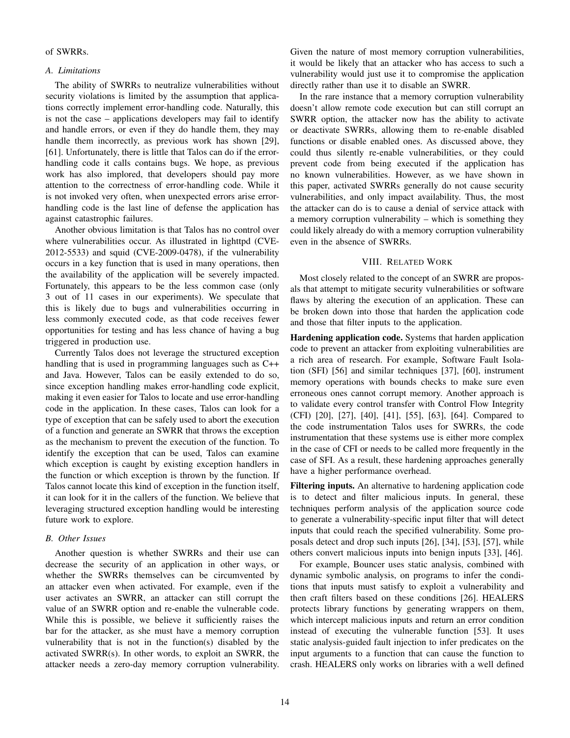of SWRRs.

### A. Limitations

The ability of SWRRs to neutralize vulnerabilities without security violations is limited by the assumption that applications correctly implement error-handling code. Naturally, this is not the case – applications developers may fail to identify and handle errors, or even if they do handle them, they may handle them incorrectly, as previous work has shown [29], [61]. Unfortunately, there is little that Talos can do if the error-handling code it calls contains bugs. We hope, as previous work has also implored, that developers should pay more attention to the correctness of error-handling code. While it is not invoked very often, when unexpected errors arise error-handling code is the last line of defense the application has against catastrophic failures.

Another obvious limitation is that Talos has no control over where vulnerabilities occur. As illustrated in lighttpd (CVE-2012-5533) and squid (CVE-2009-0478), if the vulnerability occurs in a key function that is used in many operations, then the availability of the application will be severely impacted. Fortunately, this appears to be the less common case (only 3 out of 11 cases in our experiments). We speculate that this is likely due to bugs and vulnerabilities occurring in less commonly executed code, as that code receives fewer opportunities for testing and has less chance of having a bug triggered in production use.

Currently Talos does not leverage the structured exception handling that is used in programming languages such as C++ and Java. However, Talos can be easily extended to do so, since exception handling makes error-handling code explicit, making it even easier for Talos to locate and use error-handling code in the application. In these cases, Talos can look for a type of exception that can be safely used to abort the execution of a function and generate an SWRR that throws the exception as the mechanism to prevent the execution of the function. To identify the exception that can be used, Talos can examine which exception is caught by existing exception handlers in the function or which exception is thrown by the function. If Talos cannot locate this kind of exception in the function itself, it can look for it in the callers of the function. We believe that leveraging structured exception handling would be interesting future work to explore.

### B. Other Issues

Another question is whether SWRRs and their use can decrease the security of an application in other ways, or whether the SWRRs themselves can be circumvented by an attacker even when activated. For example, even if the user activates an SWRR, an attacker can still corrupt the value of an SWRR option and re-enable the vulnerable code. While this is possible, we believe it sufficiently raises the bar for the attacker, as she must have a memory corruption vulnerability that is not in the function(s) disabled by the activated SWRR(s). In other words, to exploit an SWRR, the attacker needs a zero-day memory corruption vulnerability. Given the nature of most memory corruption vulnerabilities, it would be likely that an attacker who has access to such a vulnerability would just use it to compromise the application directly rather than use it to disable an SWRR.

In the rare instance that a memory corruption vulnerability doesn't allow remote code execution but can still corrupt an SWRR option, the attacker now has the ability to activate or deactivate SWRRs, allowing them to re-enable disabled functions or disable enabled ones. As discussed above, they could thus silently re-enable vulnerabilities, or they could prevent code from being executed if the application has no known vulnerabilities. However, as we have shown in this paper, activated SWRRs generally do not cause security vulnerabilities, and only impact availability. Thus, the most the attacker can do is to cause a denial of service attack with a memory corruption vulnerability – which is something they could likely already do with a memory corruption vulnerability even in the absence of SWRRs.

## VIII. Related Work

Most closely related to the concept of an SWRR are proposals that attempt to mitigate security vulnerabilities or software flaws by altering the execution of an application. These can be broken down into those that harden the application code and those that filter inputs to the application.

**Hardening application code.** Systems that harden application code to prevent an attacker from exploiting vulnerabilities are a rich area of research. For example, Software Fault Isolation (SFI) [56] and similar techniques [37], [60], instrument memory operations with bounds checks to make sure even erroneous ones cannot corrupt memory. Another approach is to validate every control transfer with Control Flow Integrity (CFI) [20], [27], [40], [41], [55], [63], [64]. Compared to the code instrumentation Talos uses for SWRRs, the code instrumentation that these systems use is either more complex in the case of CFI or needs to be called more frequently in the case of SFI. As a result, these hardening approaches generally have a higher performance overhead.

**Filtering inputs.** An alternative to hardening application code is to detect and filter malicious inputs. In general, these techniques perform analysis of the application source code to generate a vulnerability-specific input filter that will detect inputs that could reach the specified vulnerability. Some proposals detect and drop such inputs [26], [34], [53], [57], while others convert malicious inputs into benign inputs [33], [46].

For example, Bouncer uses static analysis, combined with dynamic symbolic analysis, on programs to infer the conditions that inputs must satisfy to exploit a vulnerability and then craft filters based on these conditions [26]. HEALERS protects library functions by generating wrappers on them, which intercept malicious inputs and return an error condition instead of executing the vulnerable function [53]. It uses static analysis-guided fault injection to infer predicates on the input arguments to a function that can cause the function to crash. HEALERS only works on libraries with a well defined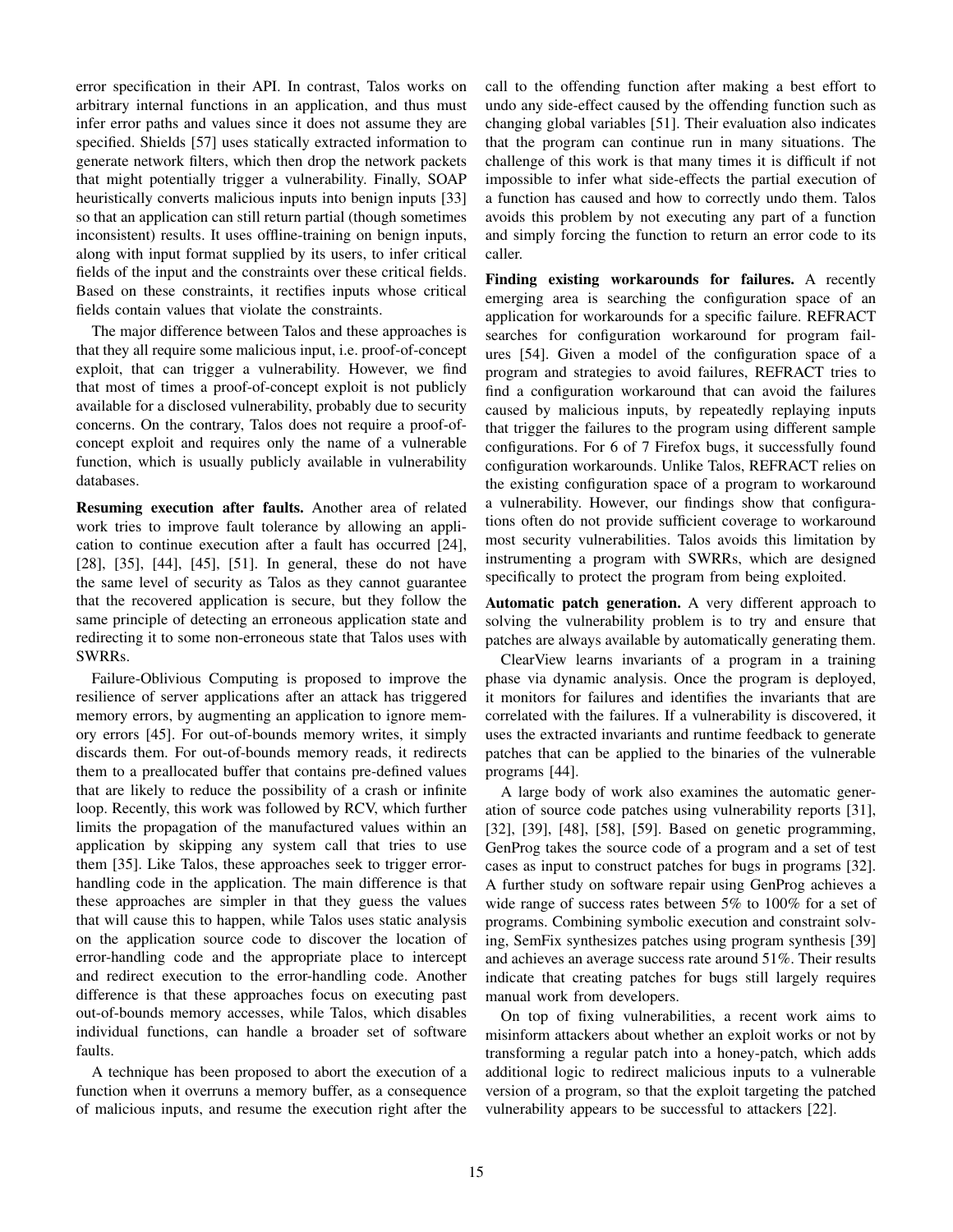error specification in their API. In contrast, Talos works on arbitrary internal functions in an application, and thus must infer error paths and values since it does not assume they are specified. Shields [57] uses statically extracted information to generate network filters, which then drop the network packets that might potentially trigger a vulnerability. Finally, SOAP heuristically converts malicious inputs into benign inputs [33] so that an application can still return partial (though sometimes inconsistent) results. It uses offline-training on benign inputs, along with input format supplied by its users, to infer critical fields of the input and the constraints over these critical fields. Based on these constraints, it rectifies inputs whose critical fields contain values that violate the constraints.

The major difference between Talos and these approaches is that they all require some malicious input, i.e. proof-of-concept exploit, that can trigger a vulnerability. However, we find that most of times a proof-of-concept exploit is not publicly available for a disclosed vulnerability, probably due to security concerns. On the contrary, Talos does not require a proof-of-concept exploit and requires only the name of a vulnerable function, which is usually publicly available in vulnerability databases.

**Resuming execution after faults.** Another area of related work tries to improve fault tolerance by allowing an application to continue execution after a fault has occurred [24], [28], [35], [44], [45], [51]. In general, these do not have the same level of security as Talos as they cannot guarantee that the recovered application is secure, but they follow the same principle of detecting an erroneous application state and redirecting it to some non-erroneous state that Talos uses with SWRRs.

Failure-Oblivious Computing is proposed to improve the resilience of server applications after an attack has triggered memory errors, by augmenting an application to ignore memory errors [45]. For out-of-bounds memory writes, it simply discards them. For out-of-bounds memory reads, it redirects them to a preallocated buffer that contains pre-defined values that are likely to reduce the possibility of a crash or infinite loop. Recently, this work was followed by RCV, which further limits the propagation of the manufactured values within an application by skipping any system call that tries to use them [35]. Like Talos, these approaches seek to trigger error-handling code in the application. The main difference is that these approaches are simpler in that they guess the values that will cause this to happen, while Talos uses static analysis on the application source code to discover the location of error-handling code and the appropriate place to intercept and redirect execution to the error-handling code. Another difference is that these approaches focus on executing past out-of-bounds memory accesses, while Talos, which disables individual functions, can handle a broader set of software faults.

A technique has been proposed to abort the execution of a function when it overruns a memory buffer, as a consequence of malicious inputs, and resume the execution right after the call to the offending function after making a best effort to undo any side-effect caused by the offending function such as changing global variables [51]. Their evaluation also indicates that the program can continue run in many situations. The challenge of this work is that many times it is difficult if not impossible to infer what side-effects the partial execution of a function has caused and how to correctly undo them. Talos avoids this problem by not executing any part of a function and simply forcing the function to return an error code to its caller.

**Finding existing workarounds for failures.** A recently emerging area is searching the configuration space of an application for workarounds for a specific failure. REFRACT searches for configuration workaround for program failures [54]. Given a model of the configuration space of a program and strategies to avoid failures, REFRACT tries to find a configuration workaround that can avoid the failures caused by malicious inputs, by repeatedly replaying inputs that trigger the failures to the program using different sample configurations. For 6 of 7 Firefox bugs, it successfully found configuration workarounds. Unlike Talos, REFRACT relies on the existing configuration space of a program to workaround a vulnerability. However, our findings show that configurations often do not provide sufficient coverage to workaround most security vulnerabilities. Talos avoids this limitation by instrumenting a program with SWRRs, which are designed specifically to protect the program from being exploited.

**Automatic patch generation.** A very different approach to solving the vulnerability problem is to try and ensure that patches are always available by automatically generating them.

ClearView learns invariants of a program in a training phase via dynamic analysis. Once the program is deployed, it monitors for failures and identifies the invariants that are correlated with the failures. If a vulnerability is discovered, it uses the extracted invariants and runtime feedback to generate patches that can be applied to the binaries of the vulnerable programs [44].

A large body of work also examines the automatic generation of source code patches using vulnerability reports [31], [32], [39], [48], [58], [59]. Based on genetic programming, GenProg takes the source code of a program and a set of test cases as input to construct patches for bugs in programs [32]. A further study on software repair using GenProg achieves a wide range of success rates between 5% to 100% for a set of programs. Combining symbolic execution and constraint solving, SemFix synthesizes patches using program synthesis [39] and achieves an average success rate around 51%. Their results indicate that creating patches for bugs still largely requires manual work from developers.

On top of fixing vulnerabilities, a recent work aims to misinform attackers about whether an exploit works or not by transforming a regular patch into a honey-patch, which adds additional logic to redirect malicious inputs to a vulnerable version of a program, so that the exploit targeting the patched vulnerability appears to be successful to attackers [22].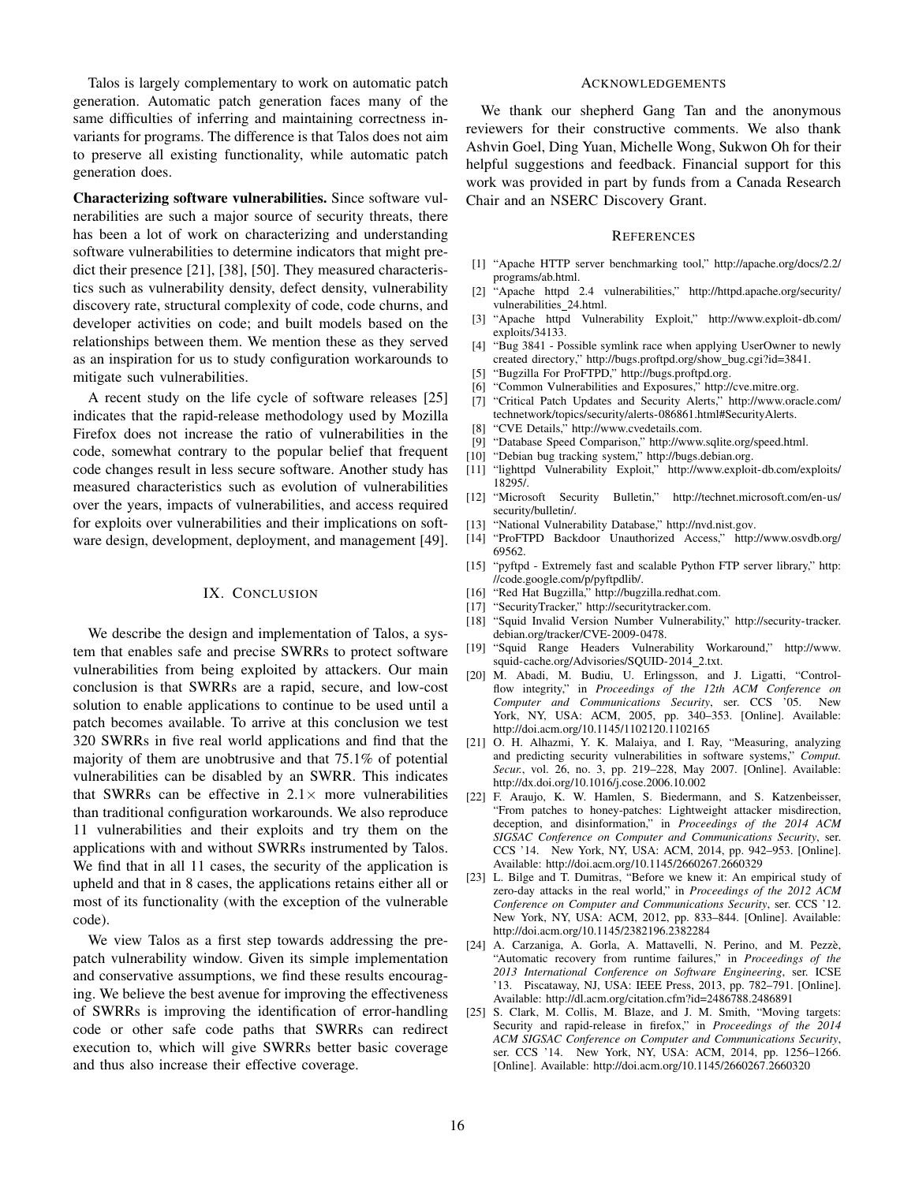Talos is largely complementary to work on automatic patch generation. Automatic patch generation faces many of the same difficulties of inferring and maintaining correctness invariants for programs. The difference is that Talos does not aim to preserve all existing functionality, while automatic patch generation does.

**Characterizing software vulnerabilities.** Since software vulnerabilities are such a major source of security threats, there has been a lot of work on characterizing and understanding software vulnerabilities to determine indicators that might predict their presence [21], [38], [50]. They measured characteristics such as vulnerability density, defect density, vulnerability discovery rate, structural complexity of code, code churns, and developer activities on code; and built models based on the relationships between them. We mention these as they served as an inspiration for us to study configuration workarounds to mitigate such vulnerabilities.

A recent study on the life cycle of software releases [25] indicates that the rapid-release methodology used by Mozilla Firefox does not increase the ratio of vulnerabilities in the code, somewhat contrary to the popular belief that frequent code changes result in less secure software. Another study has measured characteristics such as evolution of vulnerabilities over the years, impacts of vulnerabilities, and access required for exploits over vulnerabilities and their implications on software design, development, deployment, and management [49].

## IX. Conclusion

We describe the design and implementation of Talos, a system that enables safe and precise SWRRs to protect software vulnerabilities from being exploited by attackers. Our main conclusion is that SWRRs are a rapid, secure, and low-cost solution to enable applications to continue to be used until a patch becomes available. To arrive at this conclusion we test 320 SWRRs in five real world applications and find that the majority of them are unobtrusive and that 75.1% of potential vulnerabilities can be disabled by an SWRR. This indicates that SWRRs can be effective in $2.1\times$ more vulnerabilities than traditional configuration workarounds. We also reproduce 11 vulnerabilities and their exploits and try them on the applications with and without SWRRs instrumented by Talos. We find that in all 11 cases, the security of the application is upheld and that in 8 cases, the applications retains either all or most of its functionality (with the exception of the vulnerable code).

We view Talos as a first step towards addressing the pre-patch vulnerability window. Given its simple implementation and conservative assumptions, we find these results encouraging. We believe the best avenue for improving the effectiveness of SWRRs is improving the identification of error-handling code or other safe code paths that SWRRs can redirect execution to, which will give SWRRs better basic coverage and thus also increase their effective coverage.

## Acknowledgements

We thank our shepherd Gang Tan and the anonymous reviewers for their constructive comments. We also thank Ashvin Goel, Ding Yuan, Michelle Wong, Sukwon Oh for their helpful suggestions and feedback. Financial support for this work was provided in part by funds from a Canada Research Chair and an NSERC Discovery Grant.

## References

[1] "Apache HTTP server benchmarking tool," http://apache.org/docs/2.2/programs/ab.html.

[2] "Apache httpd 2.4 vulnerabilities," http://httpd.apache.org/security/vulnerabilities_24.html.

[3] "Apache httpd Vulnerability Exploit," http://www.exploit-db.com/exploits/34133.

[4] "Bug 3841 - Possible symlink race when applying UserOwner to newly created directory," http://bugs.proftpd.org/show_bug.cgi?id=3841.

[5] "Bugzilla For ProFTPD," http://bugs.proftpd.org.

[6] "Common Vulnerabilities and Exposures," http://cve.mitre.org.

[7] "Critical Patch Updates and Security Alerts," http://www.oracle.com/technetwork/topics/security/alerts-086861.html#SecurityAlerts.

[8] "CVE Details," http://www.cvedetails.com.

[9] "Database Speed Comparison," http://www.sqlite.org/speed.html.

[10] "Debian bug tracking system," http://bugs.debian.org.

[11] "lighttpd Vulnerability Exploit," http://www.exploit-db.com/exploits/18295/.

[12] "Microsoft Security Bulletin," http://technet.microsoft.com/en-us/security/bulletin/.

[13] "National Vulnerability Database," http://nvd.nist.gov.

[14] "ProFTPD Backdoor Unauthorized Access," http://www.osvdb.org/69562.

[15] "pyftpd - Extremely fast and scalable Python FTP server library," http://code.google.com/p/pyftpdlib/.

[16] "Red Hat Bugzilla," http://bugzilla.redhat.com.

[17] "SecurityTracker," http://securitytracker.com.

[18] "Squid Invalid Version Number Vulnerability," http://security-tracker.debian.org/tracker/CVE-2009-0478.

[19] "Squid Range Headers Vulnerability Workaround," http://www.squid-cache.org/Advisories/SQUID-2014_2.txt.

[20] M. Abadi, M. Budiu, U. Erlingsson, and J. Ligatti, "Control-flow integrity," in *Proceedings of the 12th ACM Conference on Computer and Communications Security*, ser. CCS '05. New York, NY, USA: ACM, 2005, pp. 340–353. [Online]. Available: http://doi.acm.org/10.1145/1102120.1102165

[21] O. H. Alhazmi, Y. K. Malaiya, and I. Ray, "Measuring, analyzing and predicting security vulnerabilities in software systems," *Comput. Secur.*, vol. 26, no. 3, pp. 219–228, May 2007. [Online]. Available: http://dx.doi.org/10.1016/j.cose.2006.10.002

[22] F. Araujo, K. W. Hamlen, S. Biedermann, and S. Katzenbeisser, "From patches to honey-patches: Lightweight attacker misdirection, deception, and disinformation," in *Proceedings of the 2014 ACM SIGSAC Conference on Computer and Communications Security*, ser. CCS '14. New York, NY, USA: ACM, 2014, pp. 942–953. [Online]. Available: http://doi.acm.org/10.1145/2660267.2660329

[23] L. Bilge and T. Dumitras, "Before we knew it: An empirical study of zero-day attacks in the real world," in *Proceedings of the 2012 ACM Conference on Computer and Communications Security*, ser. CCS '12. New York, NY, USA: ACM, 2012, pp. 833–844. [Online]. Available: http://doi.acm.org/10.1145/2382196.2382284

[24] A. Carzaniga, A. Gorla, A. Mattavelli, N. Perino, and M. Pezzè, "Automatic recovery from runtime failures," in *Proceedings of the 2013 International Conference on Software Engineering*, ser. ICSE '13. Piscataway, NJ, USA: IEEE Press, 2013, pp. 782–791. [Online]. Available: http://dl.acm.org/citation.cfm?id=2486788.2486891

[25] S. Clark, M. Collis, M. Blaze, and J. M. Smith, "Moving targets: Security and rapid-release in firefox," in *Proceedings of the 2014 ACM SIGSAC Conference on Computer and Communications Security*, ser. CCS '14. New York, NY, USA: ACM, 2014, pp. 1256–1266. [Online]. Available: http://doi.acm.org/10.1145/2660267.2660320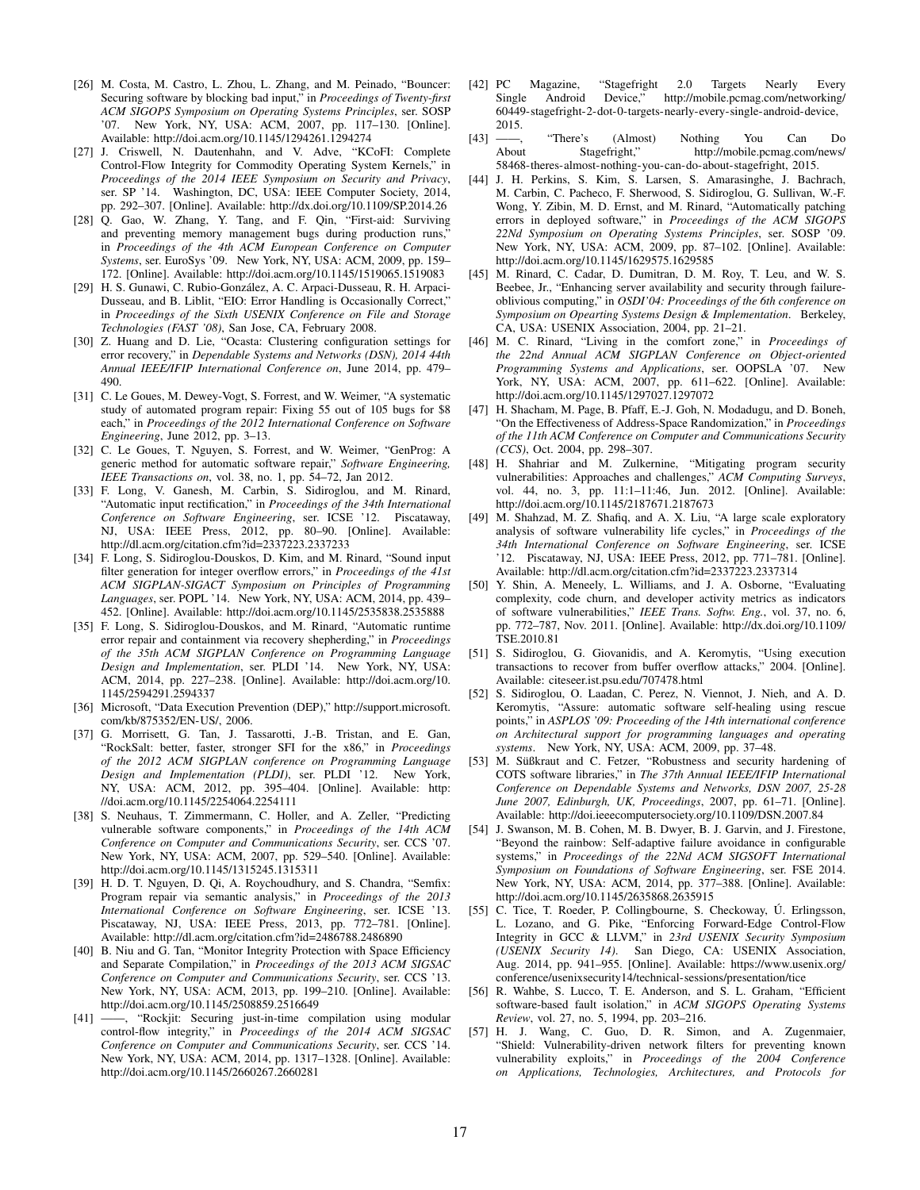[26] M. Costa, M. Castro, L. Zhou, L. Zhang, and M. Peinado, "Bouncer: Securing software by blocking bad input," in *Proceedings of Twenty-first ACM SIGOPS Symposium on Operating Systems Principles*, ser. SOSP '07. New York, NY, USA: ACM, 2007, pp. 117–130. [Online]. Available: http://doi.acm.org/10.1145/1294261.1294274

[27] J. Criswell, N. Dautenhahn, and V. Adve, "KCoFI: Complete Control-Flow Integrity for Commodity Operating System Kernels," in *Proceedings of the 2014 IEEE Symposium on Security and Privacy*, ser. SP '14. Washington, DC, USA: IEEE Computer Society, 2014, pp. 292–307. [Online]. Available: http://dx.doi.org/10.1109/SP.2014.26

[28] Q. Gao, W. Zhang, Y. Tang, and F. Qin, "First-aid: Surviving and preventing memory management bugs during production runs," in *Proceedings of the 4th ACM European Conference on Computer Systems*, ser. EuroSys '09. New York, NY, USA: ACM, 2009, pp. 159–172. [Online]. Available: http://doi.acm.org/10.1145/1519065.1519083

[29] H. S. Gunawi, C. Rubio-González, A. C. Arpaci-Dusseau, R. H. Arpaci-Dusseau, and B. Liblit, "EIO: Error Handling is Occasionally Correct," in *Proceedings of the Sixth USENIX Conference on File and Storage Technologies (FAST '08)*, San Jose, CA, February 2008.

[30] Z. Huang and D. Lie, "Ocasta: Clustering configuration settings for error recovery," in *Dependable Systems and Networks (DSN), 2014 44th Annual IEEE/IFIP International Conference on*, June 2014, pp. 479–490.

[31] C. Le Goues, M. Dewey-Vogt, S. Forrest, and W. Weimer, "A systematic study of automated program repair: Fixing 55 out of 105 bugs for $8 each," in *Proceedings of the 2012 International Conference on Software Engineering*, June 2012, pp. 3–13.

[32] C. Le Goues, T. Nguyen, S. Forrest, and W. Weimer, "GenProg: A generic method for automatic software repair," *Software Engineering, IEEE Transactions on*, vol. 38, no. 1, pp. 54–72, Jan 2012.

[33] F. Long, V. Ganesh, M. Carbin, S. Sidiroglou, and M. Rinard, "Automatic input rectification," in *Proceedings of the 34th International Conference on Software Engineering*, ser. ICSE '12. Piscataway, NJ, USA: IEEE Press, 2012, pp. 80–90. [Online]. Available: http://dl.acm.org/citation.cfm?id=2337223.2337233

[34] F. Long, S. Sidiroglou-Douskos, D. Kim, and M. Rinard, "Sound input filter generation for integer overflow errors," in *Proceedings of the 41st ACM SIGPLAN-SIGACT Symposium on Principles of Programming Languages*, ser. POPL '14. New York, NY, USA: ACM, 2014, pp. 439–452. [Online]. Available: http://doi.acm.org/10.1145/2535838.2535888

[35] F. Long, S. Sidiroglou-Douskos, and M. Rinard, "Automatic runtime error repair and containment via recovery shepherding," in *Proceedings of the 35th ACM SIGPLAN Conference on Programming Language Design and Implementation*, ser. PLDI '14. New York, NY, USA: ACM, 2014, pp. 227–238. [Online]. Available: http://doi.acm.org/10.1145/2594291.2594337

[36] Microsoft, "Data Execution Prevention (DEP)," http://support.microsoft.com/kb/875352/EN-US/, 2006.

[37] G. Morrisett, G. Tan, J. Tassarotti, J.-B. Tristan, and E. Gan, "RockSalt: better, faster, stronger SFI for the x86," in *Proceedings of the 2012 ACM SIGPLAN conference on Programming Language Design and Implementation (PLDI)*, ser. PLDI '12. New York, NY, USA: ACM, 2012, pp. 395–404. [Online]. Available: http://doi.acm.org/10.1145/2254064.2254111

[38] S. Neuhaus, T. Zimmermann, C. Holler, and A. Zeller, "Predicting vulnerable software components," in *Proceedings of the 14th ACM Conference on Computer and Communications Security*, ser. CCS '07. New York, NY, USA: ACM, 2007, pp. 529–540. [Online]. Available: http://doi.acm.org/10.1145/1315245.1315311

[39] H. D. T. Nguyen, D. Qi, A. Roychoudhury, and S. Chandra, "Semfix: Program repair via semantic analysis," in *Proceedings of the 2013 International Conference on Software Engineering*, ser. ICSE '13. Piscataway, NJ, USA: IEEE Press, 2013, pp. 772–781. [Online]. Available: http://dl.acm.org/citation.cfm?id=2486788.2486890

[40] B. Niu and G. Tan, "Monitor Integrity Protection with Space Efficiency and Separate Compilation," in *Proceedings of the 2013 ACM SIGSAC Conference on Computer and Communications Security*, ser. CCS '13. New York, NY, USA: ACM, 2013, pp. 199–210. [Online]. Available: http://doi.acm.org/10.1145/2508859.2516649

[41] ——, "Rockjit: Securing just-in-time compilation using modular control-flow integrity," in *Proceedings of the 2014 ACM SIGSAC Conference on Computer and Communications Security*, ser. CCS '14. New York, NY, USA: ACM, 2014, pp. 1317–1328. [Online]. Available: http://doi.acm.org/10.1145/2660267.2660281

[42] PC Magazine, "Stagefright 2.0 Targets Nearly Every Single Android Device," http://mobile.pcmag.com/networking/60449-stagefright-2-dot-0-targets-nearly-every-single-android-device, 2015.

[43] ——, "There's (Almost) Nothing You Can Do About Stagefright," http://mobile.pcmag.com/news/58468-theres-almost-nothing-you-can-do-about-stagefright, 2015.

[44] J. H. Perkins, S. Kim, S. Larsen, S. Amarasinghe, J. Bachrach, M. Carbin, C. Pacheco, F. Sherwood, S. Sidiroglou, G. Sullivan, W.-F. Wong, Y. Zibin, M. D. Ernst, and M. Rinard, "Automatically patching errors in deployed software," in *Proceedings of the ACM SIGOPS 22Nd Symposium on Operating Systems Principles*, ser. SOSP '09. New York, NY, USA: ACM, 2009, pp. 87–102. [Online]. Available: http://doi.acm.org/10.1145/1629575.1629585

[45] M. Rinard, C. Cadar, D. Dumitran, D. M. Roy, T. Leu, and W. S. Beebee, Jr., "Enhancing server availability and security through failure-oblivious computing," in *OSDI'04: Proceedings of the 6th conference on Symposium on Opearting Systems Design & Implementation*. Berkeley, CA, USA: USENIX Association, 2004, pp. 21–21.

[46] M. C. Rinard, "Living in the comfort zone," in *Proceedings of the 22nd Annual ACM SIGPLAN Conference on Object-oriented Programming Systems and Applications*, ser. OOPSLA '07. New York, NY, USA: ACM, 2007, pp. 611–622. [Online]. Available: http://doi.acm.org/10.1145/1297027.1297072

[47] H. Shacham, M. Page, B. Pfaff, E.-J. Goh, N. Modadugu, and D. Boneh, "On the Effectiveness of Address-Space Randomization," in *Proceedings of the 11th ACM Conference on Computer and Communications Security (CCS)*, Oct. 2004, pp. 298–307.

[48] H. Shahriar and M. Zulkernine, "Mitigating program security vulnerabilities: Approaches and challenges," *ACM Computing Surveys*, vol. 44, no. 3, pp. 11:1–11:46, Jun. 2012. [Online]. Available: http://doi.acm.org/10.1145/2187671.2187673

[49] M. Shahzad, M. Z. Shafiq, and A. X. Liu, "A large scale exploratory analysis of software vulnerability life cycles," in *Proceedings of the 34th International Conference on Software Engineering*, ser. ICSE '12. Piscataway, NJ, USA: IEEE Press, 2012, pp. 771–781. [Online]. Available: http://dl.acm.org/citation.cfm?id=2337223.2337314

[50] Y. Shin, A. Meneely, L. Williams, and J. A. Osborne, "Evaluating complexity, code churn, and developer activity metrics as indicators of software vulnerabilities," *IEEE Trans. Softw. Eng.*, vol. 37, no. 6, pp. 772–787, Nov. 2011. [Online]. Available: http://dx.doi.org/10.1109/TSE.2010.81

[51] S. Sidiroglou, G. Giovanidis, and A. Keromytis, "Using execution transactions to recover from buffer overflow attacks," 2004. [Online]. Available: citeseer.ist.psu.edu/707478.html

[52] S. Sidiroglou, O. Laadan, C. Perez, N. Viennot, J. Nieh, and A. D. Keromytis, "Assure: automatic software self-healing using rescue points," in *ASPLOS '09: Proceeding of the 14th international conference on Architectural support for programming languages and operating systems*. New York, NY, USA: ACM, 2009, pp. 37–48.

[53] M. Süßkraut and C. Fetzer, "Robustness and security hardening of COTS software libraries," in *The 37th Annual IEEE/IFIP International Conference on Dependable Systems and Networks, DSN 2007, 25-28 June 2007, Edinburgh, UK, Proceedings*, 2007, pp. 61–71. [Online]. Available: http://doi.ieeecomputersociety.org/10.1109/DSN.2007.84

[54] J. Swanson, M. B. Cohen, M. B. Dwyer, B. J. Garvin, and J. Firestone, "Beyond the rainbow: Self-adaptive failure avoidance in configurable systems," in *Proceedings of the 22Nd ACM SIGSOFT International Symposium on Foundations of Software Engineering*, ser. FSE 2014. New York, NY, USA: ACM, 2014, pp. 377–388. [Online]. Available: http://doi.acm.org/10.1145/2635868.2635915

[55] C. Tice, T. Roeder, P. Collingbourne, S. Checkoway, Ú. Erlingsson, L. Lozano, and G. Pike, "Enforcing Forward-Edge Control-Flow Integrity in GCC & LLVM," in *23rd USENIX Security Symposium (USENIX Security 14)*. San Diego, CA: USENIX Association, Aug. 2014, pp. 941–955. [Online]. Available: https://www.usenix.org/conference/usenixsecurity14/technical-sessions/presentation/tice

[56] R. Wahbe, S. Lucco, T. E. Anderson, and S. L. Graham, "Efficient software-based fault isolation," in *ACM SIGOPS Operating Systems Review*, vol. 27, no. 5, 1994, pp. 203–216.

[57] H. J. Wang, C. Guo, D. R. Simon, and A. Zugenmaier, "Shield: Vulnerability-driven network filters for preventing known vulnerability exploits," in *Proceedings of the 2004 Conference on Applications, Technologies, Architectures, and Protocols for*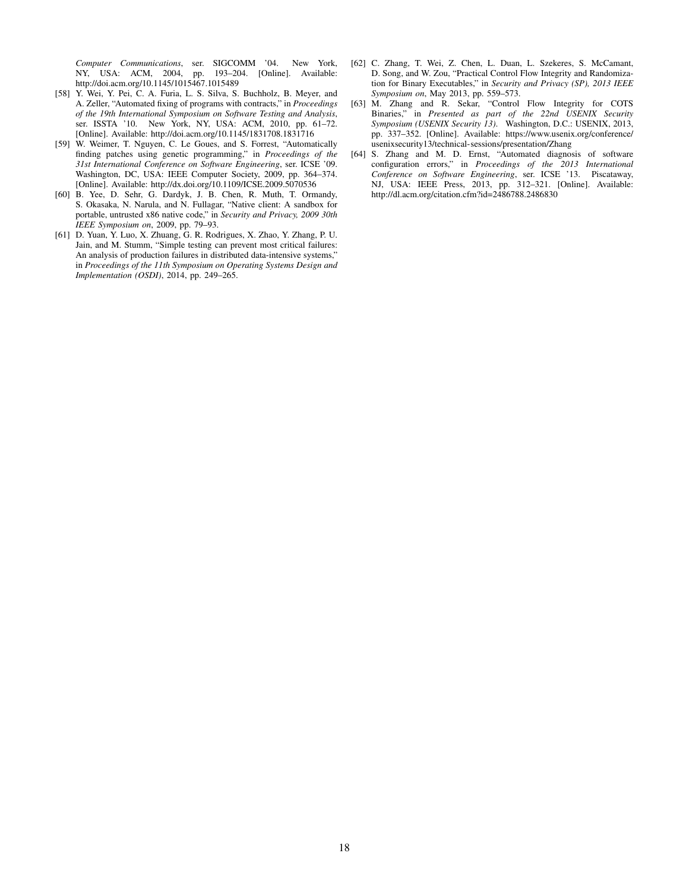*Computer Communications*, ser. SIGCOMM '04. New York, NY, USA: ACM, 2004, pp. 193–204. [Online]. Available: http://doi.acm.org/10.1145/1015467.1015489

[58] Y. Wei, Y. Pei, C. A. Furia, L. S. Silva, S. Buchholz, B. Meyer, and A. Zeller, "Automated fixing of programs with contracts," in *Proceedings of the 19th International Symposium on Software Testing and Analysis*, ser. ISSTA '10. New York, NY, USA: ACM, 2010, pp. 61–72. [Online]. Available: http://doi.acm.org/10.1145/1831708.1831716

[59] W. Weimer, T. Nguyen, C. Le Goues, and S. Forrest, "Automatically finding patches using genetic programming," in *Proceedings of the 31st International Conference on Software Engineering*, ser. ICSE '09. Washington, DC, USA: IEEE Computer Society, 2009, pp. 364–374. [Online]. Available: http://dx.doi.org/10.1109/ICSE.2009.5070536

[60] B. Yee, D. Sehr, G. Dardyk, J. B. Chen, R. Muth, T. Ormandy, S. Okasaka, N. Narula, and N. Fullagar, "Native client: A sandbox for portable, untrusted x86 native code," in *Security and Privacy, 2009 30th IEEE Symposium on*, 2009, pp. 79–93.

[61] D. Yuan, Y. Luo, X. Zhuang, G. R. Rodrigues, X. Zhao, Y. Zhang, P. U. Jain, and M. Stumm, "Simple testing can prevent most critical failures: An analysis of production failures in distributed data-intensive systems," in *Proceedings of the 11th Symposium on Operating Systems Design and Implementation (OSDI)*, 2014, pp. 249–265.

[62] C. Zhang, T. Wei, Z. Chen, L. Duan, L. Szekeres, S. McCamant, D. Song, and W. Zou, "Practical Control Flow Integrity and Randomization for Binary Executables," in *Security and Privacy (SP), 2013 IEEE Symposium on*, May 2013, pp. 559–573.

[63] M. Zhang and R. Sekar, "Control Flow Integrity for COTS Binaries," in *Presented as part of the 22nd USENIX Security Symposium (USENIX Security 13)*. Washington, D.C.: USENIX, 2013, pp. 337–352. [Online]. Available: https://www.usenix.org/conference/usenixsecurity13/technical-sessions/presentation/Zhang

[64] S. Zhang and M. D. Ernst, "Automated diagnosis of software configuration errors," in *Proceedings of the 2013 International Conference on Software Engineering*, ser. ICSE '13. Piscataway, NJ, USA: IEEE Press, 2013, pp. 312–321. [Online]. Available: http://dl.acm.org/citation.cfm?id=2486788.2486830